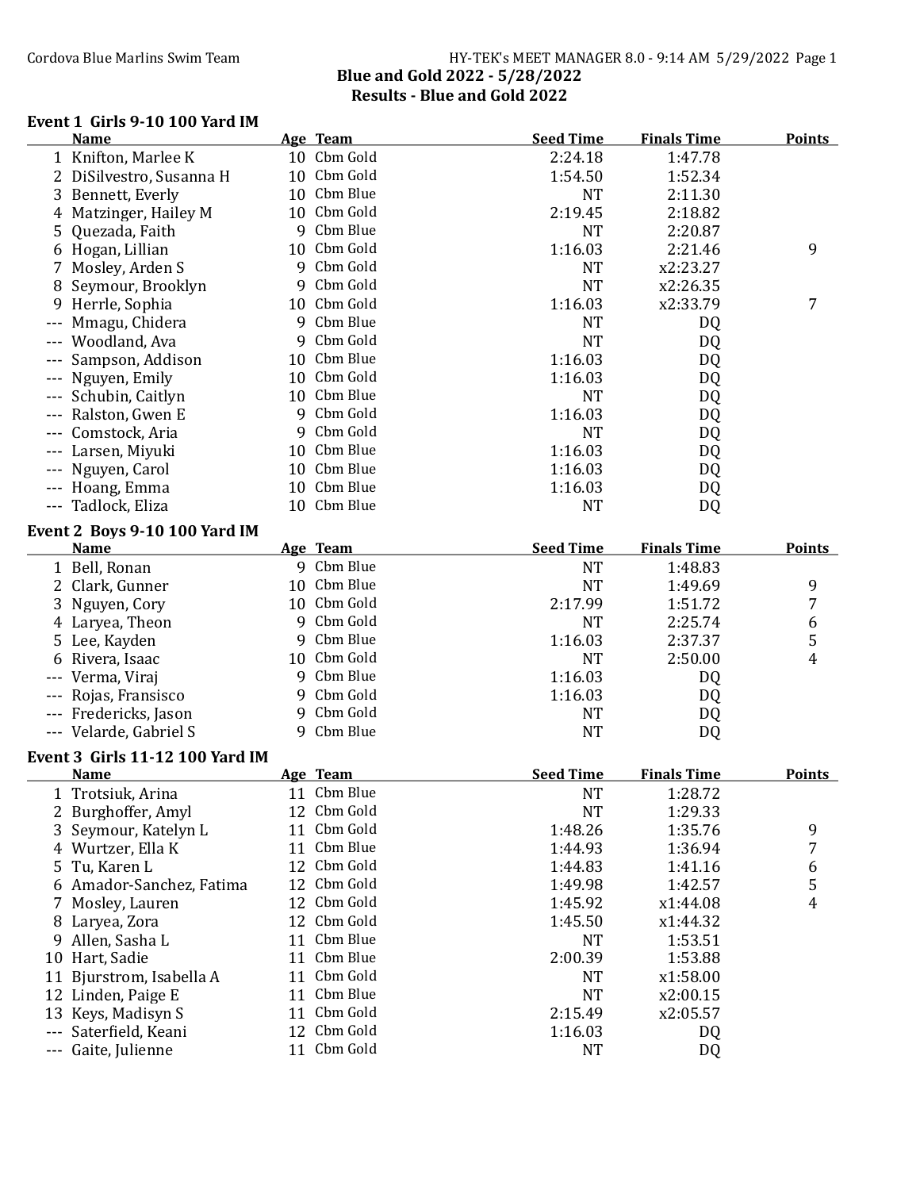## Blue and Gold 2022 - 5/28/2022
## Results - Blue and Gold 2022

### Event 1 Girls 9-10 100 Yard IM

| | Name | Age | Team | Seed Time | Finals Time | Points |
|---|---|---|---|---|---|---|
| 1 | Knifton, Marlee K | 10 | Cbm Gold | 2:24.18 | 1:47.78 | |
| 2 | DiSilvestro, Susanna H | 10 | Cbm Gold | 1:54.50 | 1:52.34 | |
| 3 | Bennett, Everly | 10 | Cbm Blue | NT | 2:11.30 | |
| 4 | Matzinger, Hailey M | 10 | Cbm Gold | 2:19.45 | 2:18.82 | |
| 5 | Quezada, Faith | 9 | Cbm Blue | NT | 2:20.87 | |
| 6 | Hogan, Lillian | 10 | Cbm Gold | 1:16.03 | 2:21.46 | 9 |
| 7 | Mosley, Arden S | 9 | Cbm Gold | NT | x2:23.27 | |
| 8 | Seymour, Brooklyn | 9 | Cbm Gold | NT | x2:26.35 | |
| 9 | Herrle, Sophia | 10 | Cbm Gold | 1:16.03 | x2:33.79 | 7 |
| --- | Mmagu, Chidera | 9 | Cbm Blue | NT | DQ | |
| --- | Woodland, Ava | 9 | Cbm Gold | NT | DQ | |
| --- | Sampson, Addison | 10 | Cbm Blue | 1:16.03 | DQ | |
| --- | Nguyen, Emily | 10 | Cbm Gold | 1:16.03 | DQ | |
| --- | Schubin, Caitlyn | 10 | Cbm Blue | NT | DQ | |
| --- | Ralston, Gwen E | 9 | Cbm Gold | 1:16.03 | DQ | |
| --- | Comstock, Aria | 9 | Cbm Gold | NT | DQ | |
| --- | Larsen, Miyuki | 10 | Cbm Blue | 1:16.03 | DQ | |
| --- | Nguyen, Carol | 10 | Cbm Blue | 1:16.03 | DQ | |
| --- | Hoang, Emma | 10 | Cbm Blue | 1:16.03 | DQ | |
| --- | Tadlock, Eliza | 10 | Cbm Blue | NT | DQ | |

### Event 2 Boys 9-10 100 Yard IM

| | Name | Age | Team | Seed Time | Finals Time | Points |
|---|---|---|---|---|---|---|
| 1 | Bell, Ronan | 9 | Cbm Blue | NT | 1:48.83 | |
| 2 | Clark, Gunner | 10 | Cbm Blue | NT | 1:49.69 | 9 |
| 3 | Nguyen, Cory | 10 | Cbm Gold | 2:17.99 | 1:51.72 | 7 |
| 4 | Laryea, Theon | 9 | Cbm Gold | NT | 2:25.74 | 6 |
| 5 | Lee, Kayden | 9 | Cbm Blue | 1:16.03 | 2:37.37 | 5 |
| 6 | Rivera, Isaac | 10 | Cbm Gold | NT | 2:50.00 | 4 |
| --- | Verma, Viraj | 9 | Cbm Blue | 1:16.03 | DQ | |
| --- | Rojas, Fransisco | 9 | Cbm Gold | 1:16.03 | DQ | |
| --- | Fredericks, Jason | 9 | Cbm Gold | NT | DQ | |
| --- | Velarde, Gabriel S | 9 | Cbm Blue | NT | DQ | |

### Event 3 Girls 11-12 100 Yard IM

| | Name | Age | Team | Seed Time | Finals Time | Points |
|---|---|---|---|---|---|---|
| 1 | Trotsiuk, Arina | 11 | Cbm Blue | NT | 1:28.72 | |
| 2 | Burghoffer, Amyl | 12 | Cbm Gold | NT | 1:29.33 | |
| 3 | Seymour, Katelyn L | 11 | Cbm Gold | 1:48.26 | 1:35.76 | 9 |
| 4 | Wurtzer, Ella K | 11 | Cbm Blue | 1:44.93 | 1:36.94 | 7 |
| 5 | Tu, Karen L | 12 | Cbm Gold | 1:44.83 | 1:41.16 | 6 |
| 6 | Amador-Sanchez, Fatima | 12 | Cbm Gold | 1:49.98 | 1:42.57 | 5 |
| 7 | Mosley, Lauren | 12 | Cbm Gold | 1:45.92 | x1:44.08 | 4 |
| 8 | Laryea, Zora | 12 | Cbm Gold | 1:45.50 | x1:44.32 | |
| 9 | Allen, Sasha L | 11 | Cbm Blue | NT | 1:53.51 | |
| 10 | Hart, Sadie | 11 | Cbm Blue | 2:00.39 | 1:53.88 | |
| 11 | Bjurstrom, Isabella A | 11 | Cbm Gold | NT | x1:58.00 | |
| 12 | Linden, Paige E | 11 | Cbm Blue | NT | x2:00.15 | |
| 13 | Keys, Madisyn S | 11 | Cbm Gold | 2:15.49 | x2:05.57 | |
| --- | Saterfield, Keani | 12 | Cbm Gold | 1:16.03 | DQ | |
| --- | Gaite, Julienne | 11 | Cbm Gold | NT | DQ | |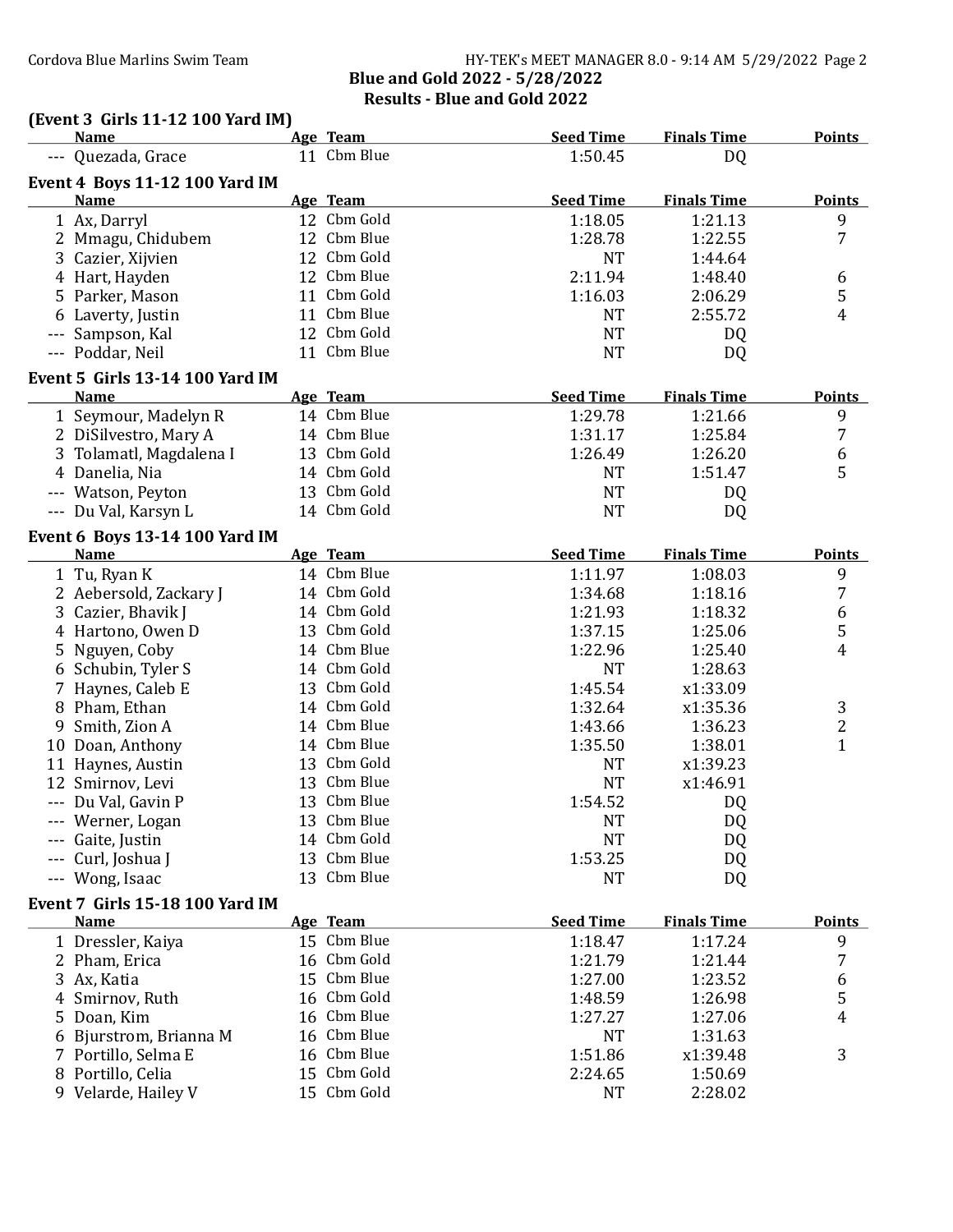## Blue and Gold 2022 - 5/28/2022

## Results - Blue and Gold 2022

### (Event 3 Girls 11-12 100 Yard IM)

| | Name | Age | Team | Seed Time | Finals Time | Points |
|---|---|---|---|---|---|---|
| --- | Quezada, Grace | 11 | Cbm Blue | 1:50.45 | DQ | |

### Event 4 Boys 11-12 100 Yard IM

| | Name | Age | Team | Seed Time | Finals Time | Points |
|---|---|---|---|---|---|---|
| 1 | Ax, Darryl | 12 | Cbm Gold | 1:18.05 | 1:21.13 | 9 |
| 2 | Mmagu, Chidubem | 12 | Cbm Blue | 1:28.78 | 1:22.55 | 7 |
| 3 | Cazier, Xijvien | 12 | Cbm Gold | NT | 1:44.64 | |
| 4 | Hart, Hayden | 12 | Cbm Blue | 2:11.94 | 1:48.40 | 6 |
| 5 | Parker, Mason | 11 | Cbm Gold | 1:16.03 | 2:06.29 | 5 |
| 6 | Laverty, Justin | 11 | Cbm Blue | NT | 2:55.72 | 4 |
| --- | Sampson, Kal | 12 | Cbm Gold | NT | DQ | |
| --- | Poddar, Neil | 11 | Cbm Blue | NT | DQ | |

### Event 5 Girls 13-14 100 Yard IM

| | Name | Age | Team | Seed Time | Finals Time | Points |
|---|---|---|---|---|---|---|
| 1 | Seymour, Madelyn R | 14 | Cbm Blue | 1:29.78 | 1:21.66 | 9 |
| 2 | DiSilvestro, Mary A | 14 | Cbm Blue | 1:31.17 | 1:25.84 | 7 |
| 3 | Tolamatl, Magdalena I | 13 | Cbm Gold | 1:26.49 | 1:26.20 | 6 |
| 4 | Danelia, Nia | 14 | Cbm Gold | NT | 1:51.47 | 5 |
| --- | Watson, Peyton | 13 | Cbm Gold | NT | DQ | |
| --- | Du Val, Karsyn L | 14 | Cbm Gold | NT | DQ | |

### Event 6 Boys 13-14 100 Yard IM

| | Name | Age | Team | Seed Time | Finals Time | Points |
|---|---|---|---|---|---|---|
| 1 | Tu, Ryan K | 14 | Cbm Blue | 1:11.97 | 1:08.03 | 9 |
| 2 | Aebersold, Zackary J | 14 | Cbm Gold | 1:34.68 | 1:18.16 | 7 |
| 3 | Cazier, Bhavik J | 14 | Cbm Gold | 1:21.93 | 1:18.32 | 6 |
| 4 | Hartono, Owen D | 13 | Cbm Gold | 1:37.15 | 1:25.06 | 5 |
| 5 | Nguyen, Coby | 14 | Cbm Blue | 1:22.96 | 1:25.40 | 4 |
| 6 | Schubin, Tyler S | 14 | Cbm Gold | NT | 1:28.63 | |
| 7 | Haynes, Caleb E | 13 | Cbm Gold | 1:45.54 | x1:33.09 | |
| 8 | Pham, Ethan | 14 | Cbm Gold | 1:32.64 | x1:35.36 | 3 |
| 9 | Smith, Zion A | 14 | Cbm Blue | 1:43.66 | 1:36.23 | 2 |
| 10 | Doan, Anthony | 14 | Cbm Blue | 1:35.50 | 1:38.01 | 1 |
| 11 | Haynes, Austin | 13 | Cbm Gold | NT | x1:39.23 | |
| 12 | Smirnov, Levi | 13 | Cbm Blue | NT | x1:46.91 | |
| --- | Du Val, Gavin P | 13 | Cbm Blue | 1:54.52 | DQ | |
| --- | Werner, Logan | 13 | Cbm Blue | NT | DQ | |
| --- | Gaite, Justin | 14 | Cbm Gold | NT | DQ | |
| --- | Curl, Joshua J | 13 | Cbm Blue | 1:53.25 | DQ | |
| --- | Wong, Isaac | 13 | Cbm Blue | NT | DQ | |

### Event 7 Girls 15-18 100 Yard IM

| | Name | Age | Team | Seed Time | Finals Time | Points |
|---|---|---|---|---|---|---|
| 1 | Dressler, Kaiya | 15 | Cbm Blue | 1:18.47 | 1:17.24 | 9 |
| 2 | Pham, Erica | 16 | Cbm Gold | 1:21.79 | 1:21.44 | 7 |
| 3 | Ax, Katia | 15 | Cbm Blue | 1:27.00 | 1:23.52 | 6 |
| 4 | Smirnov, Ruth | 16 | Cbm Gold | 1:48.59 | 1:26.98 | 5 |
| 5 | Doan, Kim | 16 | Cbm Blue | 1:27.27 | 1:27.06 | 4 |
| 6 | Bjurstrom, Brianna M | 16 | Cbm Blue | NT | 1:31.63 | |
| 7 | Portillo, Selma E | 16 | Cbm Blue | 1:51.86 | x1:39.48 | 3 |
| 8 | Portillo, Celia | 15 | Cbm Gold | 2:24.65 | 1:50.69 | |
| 9 | Velarde, Hailey V | 15 | Cbm Gold | NT | 2:28.02 | |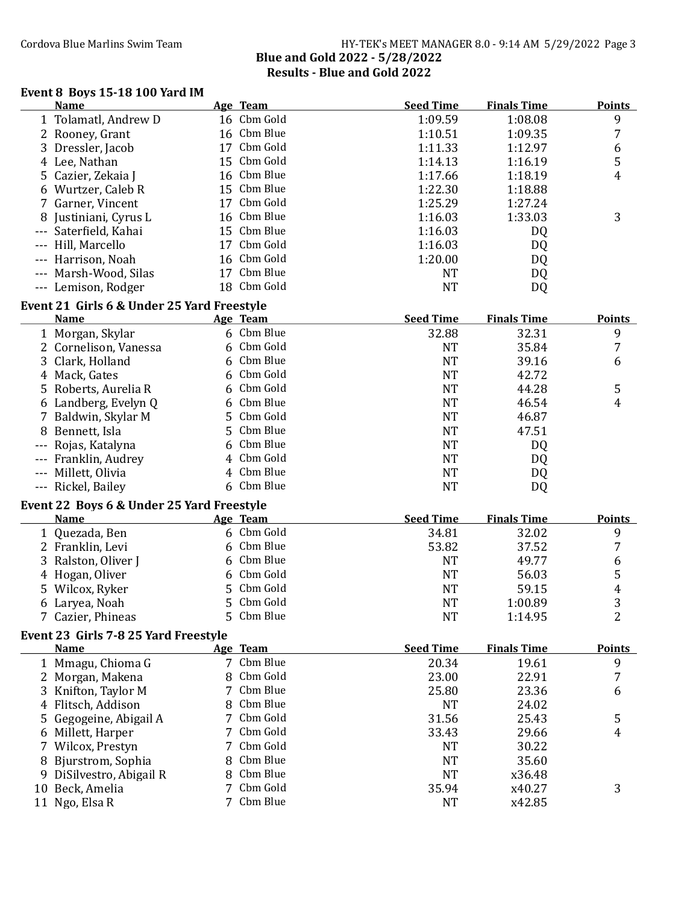## Blue and Gold 2022 - 5/28/2022

## Results - Blue and Gold 2022

### Event 8 Boys 15-18 100 Yard IM

| | Name | Age | Team | Seed Time | Finals Time | Points |
|---|---|---|---|---|---|---|
| 1 | Tolamatl, Andrew D | 16 | Cbm Gold | 1:09.59 | 1:08.08 | 9 |
| 2 | Rooney, Grant | 16 | Cbm Blue | 1:10.51 | 1:09.35 | 7 |
| 3 | Dressler, Jacob | 17 | Cbm Gold | 1:11.33 | 1:12.97 | 6 |
| 4 | Lee, Nathan | 15 | Cbm Gold | 1:14.13 | 1:16.19 | 5 |
| 5 | Cazier, Zekaia J | 16 | Cbm Blue | 1:17.66 | 1:18.19 | 4 |
| 6 | Wurtzer, Caleb R | 15 | Cbm Blue | 1:22.30 | 1:18.88 | |
| 7 | Garner, Vincent | 17 | Cbm Gold | 1:25.29 | 1:27.24 | |
| 8 | Justiniani, Cyrus L | 16 | Cbm Blue | 1:16.03 | 1:33.03 | 3 |
| --- | Saterfield, Kahai | 15 | Cbm Blue | 1:16.03 | DQ | |
| --- | Hill, Marcello | 17 | Cbm Gold | 1:16.03 | DQ | |
| --- | Harrison, Noah | 16 | Cbm Gold | 1:20.00 | DQ | |
| --- | Marsh-Wood, Silas | 17 | Cbm Blue | NT | DQ | |
| --- | Lemison, Rodger | 18 | Cbm Gold | NT | DQ | |

### Event 21 Girls 6 & Under 25 Yard Freestyle

| | Name | Age | Team | Seed Time | Finals Time | Points |
|---|---|---|---|---|---|---|
| 1 | Morgan, Skylar | 6 | Cbm Blue | 32.88 | 32.31 | 9 |
| 2 | Cornelison, Vanessa | 6 | Cbm Gold | NT | 35.84 | 7 |
| 3 | Clark, Holland | 6 | Cbm Blue | NT | 39.16 | 6 |
| 4 | Mack, Gates | 6 | Cbm Gold | NT | 42.72 | |
| 5 | Roberts, Aurelia R | 6 | Cbm Gold | NT | 44.28 | 5 |
| 6 | Landberg, Evelyn Q | 6 | Cbm Blue | NT | 46.54 | 4 |
| 7 | Baldwin, Skylar M | 5 | Cbm Gold | NT | 46.87 | |
| 8 | Bennett, Isla | 5 | Cbm Blue | NT | 47.51 | |
| --- | Rojas, Katalyna | 6 | Cbm Blue | NT | DQ | |
| --- | Franklin, Audrey | 4 | Cbm Gold | NT | DQ | |
| --- | Millett, Olivia | 4 | Cbm Blue | NT | DQ | |
| --- | Rickel, Bailey | 6 | Cbm Blue | NT | DQ | |

### Event 22 Boys 6 & Under 25 Yard Freestyle

| | Name | Age | Team | Seed Time | Finals Time | Points |
|---|---|---|---|---|---|---|
| 1 | Quezada, Ben | 6 | Cbm Gold | 34.81 | 32.02 | 9 |
| 2 | Franklin, Levi | 6 | Cbm Blue | 53.82 | 37.52 | 7 |
| 3 | Ralston, Oliver J | 6 | Cbm Blue | NT | 49.77 | 6 |
| 4 | Hogan, Oliver | 6 | Cbm Gold | NT | 56.03 | 5 |
| 5 | Wilcox, Ryker | 5 | Cbm Gold | NT | 59.15 | 4 |
| 6 | Laryea, Noah | 5 | Cbm Gold | NT | 1:00.89 | 3 |
| 7 | Cazier, Phineas | 5 | Cbm Blue | NT | 1:14.95 | 2 |

### Event 23 Girls 7-8 25 Yard Freestyle

| | Name | Age | Team | Seed Time | Finals Time | Points |
|---|---|---|---|---|---|---|
| 1 | Mmagu, Chioma G | 7 | Cbm Blue | 20.34 | 19.61 | 9 |
| 2 | Morgan, Makena | 8 | Cbm Gold | 23.00 | 22.91 | 7 |
| 3 | Knifton, Taylor M | 7 | Cbm Blue | 25.80 | 23.36 | 6 |
| 4 | Flitsch, Addison | 8 | Cbm Blue | NT | 24.02 | |
| 5 | Gegogeine, Abigail A | 7 | Cbm Gold | 31.56 | 25.43 | 5 |
| 6 | Millett, Harper | 7 | Cbm Gold | 33.43 | 29.66 | 4 |
| 7 | Wilcox, Prestyn | 7 | Cbm Gold | NT | 30.22 | |
| 8 | Bjurstrom, Sophia | 8 | Cbm Blue | NT | 35.60 | |
| 9 | DiSilvestro, Abigail R | 8 | Cbm Blue | NT | x36.48 | |
| 10 | Beck, Amelia | 7 | Cbm Gold | 35.94 | x40.27 | 3 |
| 11 | Ngo, Elsa R | 7 | Cbm Blue | NT | x42.85 | |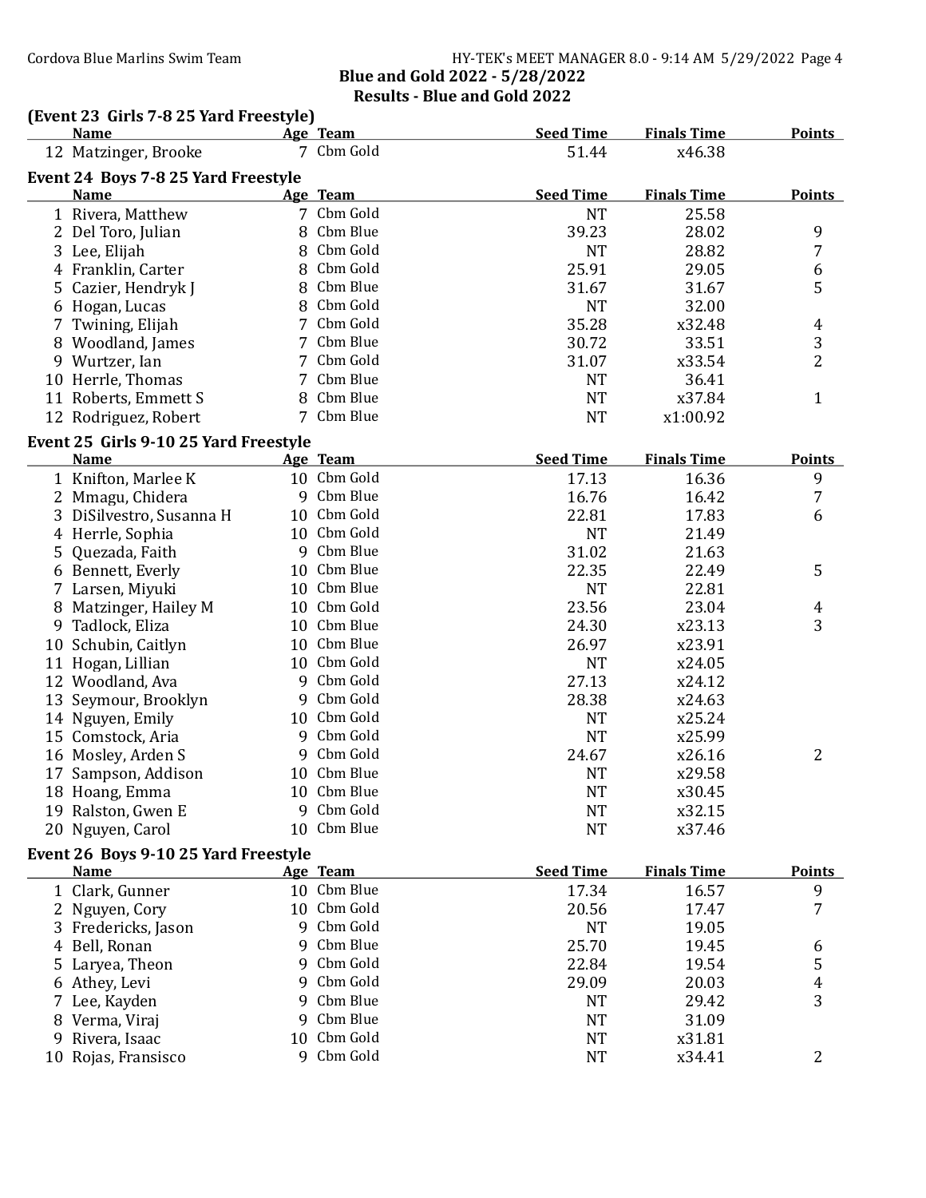## Blue and Gold 2022 - 5/28/2022

## Results - Blue and Gold 2022

### (Event 23 Girls 7-8 25 Yard Freestyle)

| | Name | Age | Team | Seed Time | Finals Time | Points |
|---|---|---|---|---|---|---|
| 12 | Matzinger, Brooke | 7 | Cbm Gold | 51.44 | x46.38 | |

### Event 24 Boys 7-8 25 Yard Freestyle

| | Name | Age | Team | Seed Time | Finals Time | Points |
|---|---|---|---|---|---|---|
| 1 | Rivera, Matthew | 7 | Cbm Gold | NT | 25.58 | |
| 2 | Del Toro, Julian | 8 | Cbm Blue | 39.23 | 28.02 | 9 |
| 3 | Lee, Elijah | 8 | Cbm Gold | NT | 28.82 | 7 |
| 4 | Franklin, Carter | 8 | Cbm Gold | 25.91 | 29.05 | 6 |
| 5 | Cazier, Hendryk J | 8 | Cbm Blue | 31.67 | 31.67 | 5 |
| 6 | Hogan, Lucas | 8 | Cbm Gold | NT | 32.00 | |
| 7 | Twining, Elijah | 7 | Cbm Gold | 35.28 | x32.48 | 4 |
| 8 | Woodland, James | 7 | Cbm Blue | 30.72 | 33.51 | 3 |
| 9 | Wurtzer, Ian | 7 | Cbm Gold | 31.07 | x33.54 | 2 |
| 10 | Herrle, Thomas | 7 | Cbm Blue | NT | 36.41 | |
| 11 | Roberts, Emmett S | 8 | Cbm Blue | NT | x37.84 | 1 |
| 12 | Rodriguez, Robert | 7 | Cbm Blue | NT | x1:00.92 | |

### Event 25 Girls 9-10 25 Yard Freestyle

| | Name | Age | Team | Seed Time | Finals Time | Points |
|---|---|---|---|---|---|---|
| 1 | Knifton, Marlee K | 10 | Cbm Gold | 17.13 | 16.36 | 9 |
| 2 | Mmagu, Chidera | 9 | Cbm Blue | 16.76 | 16.42 | 7 |
| 3 | DiSilvestro, Susanna H | 10 | Cbm Gold | 22.81 | 17.83 | 6 |
| 4 | Herrle, Sophia | 10 | Cbm Gold | NT | 21.49 | |
| 5 | Quezada, Faith | 9 | Cbm Blue | 31.02 | 21.63 | |
| 6 | Bennett, Everly | 10 | Cbm Blue | 22.35 | 22.49 | 5 |
| 7 | Larsen, Miyuki | 10 | Cbm Blue | NT | 22.81 | |
| 8 | Matzinger, Hailey M | 10 | Cbm Gold | 23.56 | 23.04 | 4 |
| 9 | Tadlock, Eliza | 10 | Cbm Blue | 24.30 | x23.13 | 3 |
| 10 | Schubin, Caitlyn | 10 | Cbm Blue | 26.97 | x23.91 | |
| 11 | Hogan, Lillian | 10 | Cbm Gold | NT | x24.05 | |
| 12 | Woodland, Ava | 9 | Cbm Gold | 27.13 | x24.12 | |
| 13 | Seymour, Brooklyn | 9 | Cbm Gold | 28.38 | x24.63 | |
| 14 | Nguyen, Emily | 10 | Cbm Gold | NT | x25.24 | |
| 15 | Comstock, Aria | 9 | Cbm Gold | NT | x25.99 | |
| 16 | Mosley, Arden S | 9 | Cbm Gold | 24.67 | x26.16 | 2 |
| 17 | Sampson, Addison | 10 | Cbm Blue | NT | x29.58 | |
| 18 | Hoang, Emma | 10 | Cbm Blue | NT | x30.45 | |
| 19 | Ralston, Gwen E | 9 | Cbm Gold | NT | x32.15 | |
| 20 | Nguyen, Carol | 10 | Cbm Blue | NT | x37.46 | |

### Event 26 Boys 9-10 25 Yard Freestyle

| | Name | Age | Team | Seed Time | Finals Time | Points |
|---|---|---|---|---|---|---|
| 1 | Clark, Gunner | 10 | Cbm Blue | 17.34 | 16.57 | 9 |
| 2 | Nguyen, Cory | 10 | Cbm Gold | 20.56 | 17.47 | 7 |
| 3 | Fredericks, Jason | 9 | Cbm Gold | NT | 19.05 | |
| 4 | Bell, Ronan | 9 | Cbm Blue | 25.70 | 19.45 | 6 |
| 5 | Laryea, Theon | 9 | Cbm Gold | 22.84 | 19.54 | 5 |
| 6 | Athey, Levi | 9 | Cbm Gold | 29.09 | 20.03 | 4 |
| 7 | Lee, Kayden | 9 | Cbm Blue | NT | 29.42 | 3 |
| 8 | Verma, Viraj | 9 | Cbm Blue | NT | 31.09 | |
| 9 | Rivera, Isaac | 10 | Cbm Gold | NT | x31.81 | |
| 10 | Rojas, Fransisco | 9 | Cbm Gold | NT | x34.41 | 2 |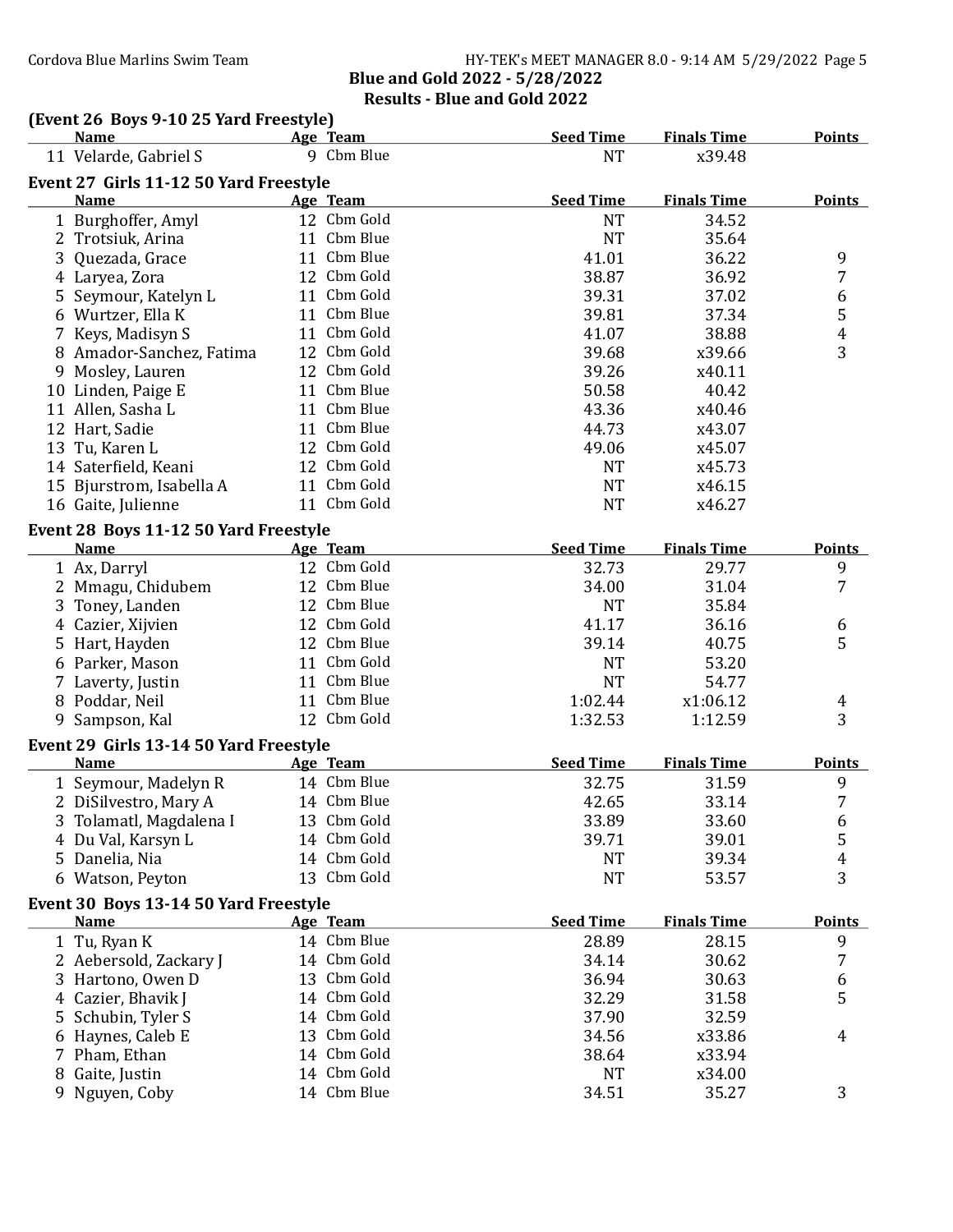## Blue and Gold 2022 - 5/28/2022

## Results - Blue and Gold 2022

### (Event 26 Boys 9-10 25 Yard Freestyle)

| | Name | Age | Team | Seed Time | Finals Time | Points |
|---|---|---|---|---|---|---|
| 11 | Velarde, Gabriel S | 9 | Cbm Blue | NT | x39.48 | |

### Event 27 Girls 11-12 50 Yard Freestyle

| | Name | Age | Team | Seed Time | Finals Time | Points |
|---|---|---|---|---|---|---|
| 1 | Burghoffer, Amyl | 12 | Cbm Gold | NT | 34.52 | |
| 2 | Trotsiuk, Arina | 11 | Cbm Blue | NT | 35.64 | |
| 3 | Quezada, Grace | 11 | Cbm Blue | 41.01 | 36.22 | 9 |
| 4 | Laryea, Zora | 12 | Cbm Gold | 38.87 | 36.92 | 7 |
| 5 | Seymour, Katelyn L | 11 | Cbm Gold | 39.31 | 37.02 | 6 |
| 6 | Wurtzer, Ella K | 11 | Cbm Blue | 39.81 | 37.34 | 5 |
| 7 | Keys, Madisyn S | 11 | Cbm Gold | 41.07 | 38.88 | 4 |
| 8 | Amador-Sanchez, Fatima | 12 | Cbm Gold | 39.68 | x39.66 | 3 |
| 9 | Mosley, Lauren | 12 | Cbm Gold | 39.26 | x40.11 | |
| 10 | Linden, Paige E | 11 | Cbm Blue | 50.58 | 40.42 | |
| 11 | Allen, Sasha L | 11 | Cbm Blue | 43.36 | x40.46 | |
| 12 | Hart, Sadie | 11 | Cbm Blue | 44.73 | x43.07 | |
| 13 | Tu, Karen L | 12 | Cbm Gold | 49.06 | x45.07 | |
| 14 | Saterfield, Keani | 12 | Cbm Gold | NT | x45.73 | |
| 15 | Bjurstrom, Isabella A | 11 | Cbm Gold | NT | x46.15 | |
| 16 | Gaite, Julienne | 11 | Cbm Gold | NT | x46.27 | |

### Event 28 Boys 11-12 50 Yard Freestyle

| | Name | Age | Team | Seed Time | Finals Time | Points |
|---|---|---|---|---|---|---|
| 1 | Ax, Darryl | 12 | Cbm Gold | 32.73 | 29.77 | 9 |
| 2 | Mmagu, Chidubem | 12 | Cbm Blue | 34.00 | 31.04 | 7 |
| 3 | Toney, Landen | 12 | Cbm Blue | NT | 35.84 | |
| 4 | Cazier, Xijvien | 12 | Cbm Gold | 41.17 | 36.16 | 6 |
| 5 | Hart, Hayden | 12 | Cbm Blue | 39.14 | 40.75 | 5 |
| 6 | Parker, Mason | 11 | Cbm Gold | NT | 53.20 | |
| 7 | Laverty, Justin | 11 | Cbm Blue | NT | 54.77 | |
| 8 | Poddar, Neil | 11 | Cbm Blue | 1:02.44 | x1:06.12 | 4 |
| 9 | Sampson, Kal | 12 | Cbm Gold | 1:32.53 | 1:12.59 | 3 |

### Event 29 Girls 13-14 50 Yard Freestyle

| | Name | Age | Team | Seed Time | Finals Time | Points |
|---|---|---|---|---|---|---|
| 1 | Seymour, Madelyn R | 14 | Cbm Blue | 32.75 | 31.59 | 9 |
| 2 | DiSilvestro, Mary A | 14 | Cbm Blue | 42.65 | 33.14 | 7 |
| 3 | Tolamatl, Magdalena I | 13 | Cbm Gold | 33.89 | 33.60 | 6 |
| 4 | Du Val, Karsyn L | 14 | Cbm Gold | 39.71 | 39.01 | 5 |
| 5 | Danelia, Nia | 14 | Cbm Gold | NT | 39.34 | 4 |
| 6 | Watson, Peyton | 13 | Cbm Gold | NT | 53.57 | 3 |

### Event 30 Boys 13-14 50 Yard Freestyle

| | Name | Age | Team | Seed Time | Finals Time | Points |
|---|---|---|---|---|---|---|
| 1 | Tu, Ryan K | 14 | Cbm Blue | 28.89 | 28.15 | 9 |
| 2 | Aebersold, Zackary J | 14 | Cbm Gold | 34.14 | 30.62 | 7 |
| 3 | Hartono, Owen D | 13 | Cbm Gold | 36.94 | 30.63 | 6 |
| 4 | Cazier, Bhavik J | 14 | Cbm Gold | 32.29 | 31.58 | 5 |
| 5 | Schubin, Tyler S | 14 | Cbm Gold | 37.90 | 32.59 | |
| 6 | Haynes, Caleb E | 13 | Cbm Gold | 34.56 | x33.86 | 4 |
| 7 | Pham, Ethan | 14 | Cbm Gold | 38.64 | x33.94 | |
| 8 | Gaite, Justin | 14 | Cbm Gold | NT | x34.00 | |
| 9 | Nguyen, Coby | 14 | Cbm Blue | 34.51 | 35.27 | 3 |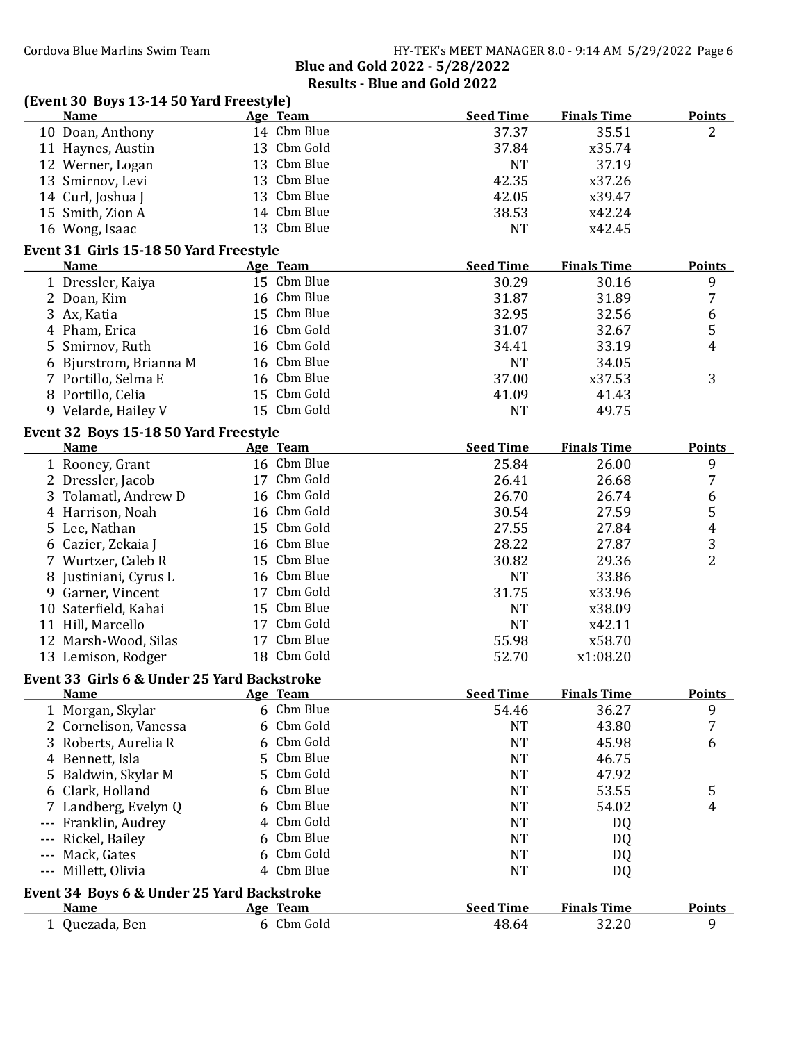## Blue and Gold 2022 - 5/28/2022

### Results - Blue and Gold 2022

**(Event 30 Boys 13-14 50 Yard Freestyle)**

| | Name | Age | Team | Seed Time | Finals Time | Points |
|---|---|---|---|---|---|---|
| 10 | Doan, Anthony | 14 | Cbm Blue | 37.37 | 35.51 | 2 |
| 11 | Haynes, Austin | 13 | Cbm Gold | 37.84 | x35.74 | |
| 12 | Werner, Logan | 13 | Cbm Blue | NT | 37.19 | |
| 13 | Smirnov, Levi | 13 | Cbm Blue | 42.35 | x37.26 | |
| 14 | Curl, Joshua J | 13 | Cbm Blue | 42.05 | x39.47 | |
| 15 | Smith, Zion A | 14 | Cbm Blue | 38.53 | x42.24 | |
| 16 | Wong, Isaac | 13 | Cbm Blue | NT | x42.45 | |

**Event 31 Girls 15-18 50 Yard Freestyle**

| | Name | Age | Team | Seed Time | Finals Time | Points |
|---|---|---|---|---|---|---|
| 1 | Dressler, Kaiya | 15 | Cbm Blue | 30.29 | 30.16 | 9 |
| 2 | Doan, Kim | 16 | Cbm Blue | 31.87 | 31.89 | 7 |
| 3 | Ax, Katia | 15 | Cbm Blue | 32.95 | 32.56 | 6 |
| 4 | Pham, Erica | 16 | Cbm Gold | 31.07 | 32.67 | 5 |
| 5 | Smirnov, Ruth | 16 | Cbm Gold | 34.41 | 33.19 | 4 |
| 6 | Bjurstrom, Brianna M | 16 | Cbm Blue | NT | 34.05 | |
| 7 | Portillo, Selma E | 16 | Cbm Blue | 37.00 | x37.53 | 3 |
| 8 | Portillo, Celia | 15 | Cbm Gold | 41.09 | 41.43 | |
| 9 | Velarde, Hailey V | 15 | Cbm Gold | NT | 49.75 | |

**Event 32 Boys 15-18 50 Yard Freestyle**

| | Name | Age | Team | Seed Time | Finals Time | Points |
|---|---|---|---|---|---|---|
| 1 | Rooney, Grant | 16 | Cbm Blue | 25.84 | 26.00 | 9 |
| 2 | Dressler, Jacob | 17 | Cbm Gold | 26.41 | 26.68 | 7 |
| 3 | Tolamatl, Andrew D | 16 | Cbm Gold | 26.70 | 26.74 | 6 |
| 4 | Harrison, Noah | 16 | Cbm Gold | 30.54 | 27.59 | 5 |
| 5 | Lee, Nathan | 15 | Cbm Gold | 27.55 | 27.84 | 4 |
| 6 | Cazier, Zekaia J | 16 | Cbm Blue | 28.22 | 27.87 | 3 |
| 7 | Wurtzer, Caleb R | 15 | Cbm Blue | 30.82 | 29.36 | 2 |
| 8 | Justiniani, Cyrus L | 16 | Cbm Blue | NT | 33.86 | |
| 9 | Garner, Vincent | 17 | Cbm Gold | 31.75 | x33.96 | |
| 10 | Saterfield, Kahai | 15 | Cbm Blue | NT | x38.09 | |
| 11 | Hill, Marcello | 17 | Cbm Gold | NT | x42.11 | |
| 12 | Marsh-Wood, Silas | 17 | Cbm Blue | 55.98 | x58.70 | |
| 13 | Lemison, Rodger | 18 | Cbm Gold | 52.70 | x1:08.20 | |

**Event 33 Girls 6 & Under 25 Yard Backstroke**

| | Name | Age | Team | Seed Time | Finals Time | Points |
|---|---|---|---|---|---|---|
| 1 | Morgan, Skylar | 6 | Cbm Blue | 54.46 | 36.27 | 9 |
| 2 | Cornelison, Vanessa | 6 | Cbm Gold | NT | 43.80 | 7 |
| 3 | Roberts, Aurelia R | 6 | Cbm Gold | NT | 45.98 | 6 |
| 4 | Bennett, Isla | 5 | Cbm Blue | NT | 46.75 | |
| 5 | Baldwin, Skylar M | 5 | Cbm Gold | NT | 47.92 | |
| 6 | Clark, Holland | 6 | Cbm Blue | NT | 53.55 | 5 |
| 7 | Landberg, Evelyn Q | 6 | Cbm Blue | NT | 54.02 | 4 |
| --- | Franklin, Audrey | 4 | Cbm Gold | NT | DQ | |
| --- | Rickel, Bailey | 6 | Cbm Blue | NT | DQ | |
| --- | Mack, Gates | 6 | Cbm Gold | NT | DQ | |
| --- | Millett, Olivia | 4 | Cbm Blue | NT | DQ | |

**Event 34 Boys 6 & Under 25 Yard Backstroke**

| | Name | Age | Team | Seed Time | Finals Time | Points |
|---|---|---|---|---|---|---|
| 1 | Quezada, Ben | 6 | Cbm Gold | 48.64 | 32.20 | 9 |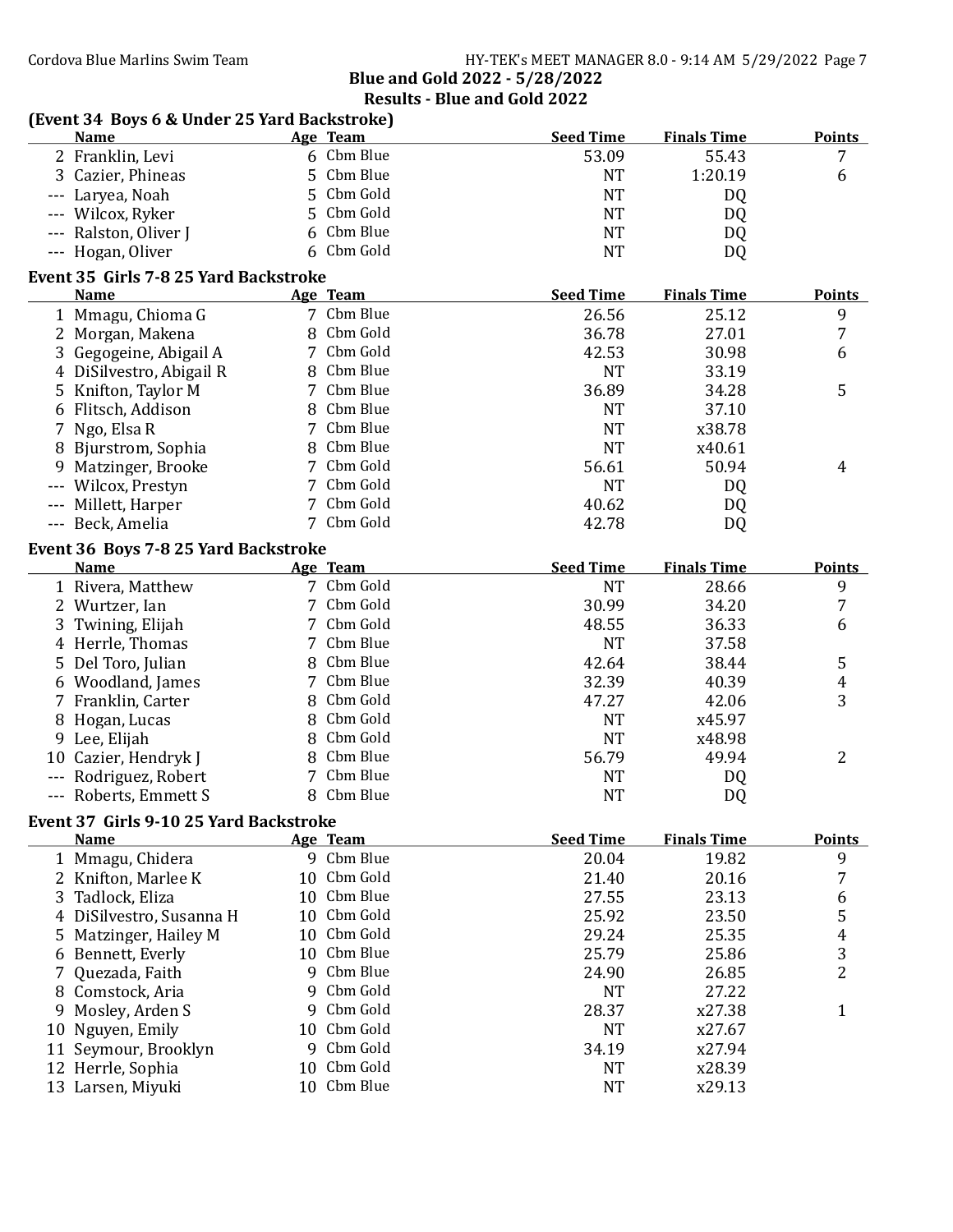## Blue and Gold 2022 - 5/28/2022

## Results - Blue and Gold 2022

### (Event 34 Boys 6 & Under 25 Yard Backstroke)

| | Name | Age | Team | Seed Time | Finals Time | Points |
|---|---|---|---|---|---|---|
| 2 | Franklin, Levi | 6 | Cbm Blue | 53.09 | 55.43 | 7 |
| 3 | Cazier, Phineas | 5 | Cbm Blue | NT | 1:20.19 | 6 |
| --- | Laryea, Noah | 5 | Cbm Gold | NT | DQ | |
| --- | Wilcox, Ryker | 5 | Cbm Gold | NT | DQ | |
| --- | Ralston, Oliver J | 6 | Cbm Blue | NT | DQ | |
| --- | Hogan, Oliver | 6 | Cbm Gold | NT | DQ | |

### Event 35 Girls 7-8 25 Yard Backstroke

| | Name | Age | Team | Seed Time | Finals Time | Points |
|---|---|---|---|---|---|---|
| 1 | Mmagu, Chioma G | 7 | Cbm Blue | 26.56 | 25.12 | 9 |
| 2 | Morgan, Makena | 8 | Cbm Gold | 36.78 | 27.01 | 7 |
| 3 | Gegogeine, Abigail A | 7 | Cbm Gold | 42.53 | 30.98 | 6 |
| 4 | DiSilvestro, Abigail R | 8 | Cbm Blue | NT | 33.19 | |
| 5 | Knifton, Taylor M | 7 | Cbm Blue | 36.89 | 34.28 | 5 |
| 6 | Flitsch, Addison | 8 | Cbm Blue | NT | 37.10 | |
| 7 | Ngo, Elsa R | 7 | Cbm Blue | NT | x38.78 | |
| 8 | Bjurstrom, Sophia | 8 | Cbm Blue | NT | x40.61 | |
| 9 | Matzinger, Brooke | 7 | Cbm Gold | 56.61 | 50.94 | 4 |
| --- | Wilcox, Prestyn | 7 | Cbm Gold | NT | DQ | |
| --- | Millett, Harper | 7 | Cbm Gold | 40.62 | DQ | |
| --- | Beck, Amelia | 7 | Cbm Gold | 42.78 | DQ | |

### Event 36 Boys 7-8 25 Yard Backstroke

| | Name | Age | Team | Seed Time | Finals Time | Points |
|---|---|---|---|---|---|---|
| 1 | Rivera, Matthew | 7 | Cbm Gold | NT | 28.66 | 9 |
| 2 | Wurtzer, Ian | 7 | Cbm Gold | 30.99 | 34.20 | 7 |
| 3 | Twining, Elijah | 7 | Cbm Gold | 48.55 | 36.33 | 6 |
| 4 | Herrle, Thomas | 7 | Cbm Blue | NT | 37.58 | |
| 5 | Del Toro, Julian | 8 | Cbm Blue | 42.64 | 38.44 | 5 |
| 6 | Woodland, James | 7 | Cbm Blue | 32.39 | 40.39 | 4 |
| 7 | Franklin, Carter | 8 | Cbm Gold | 47.27 | 42.06 | 3 |
| 8 | Hogan, Lucas | 8 | Cbm Gold | NT | x45.97 | |
| 9 | Lee, Elijah | 8 | Cbm Gold | NT | x48.98 | |
| 10 | Cazier, Hendryk J | 8 | Cbm Blue | 56.79 | 49.94 | 2 |
| --- | Rodriguez, Robert | 7 | Cbm Blue | NT | DQ | |
| --- | Roberts, Emmett S | 8 | Cbm Blue | NT | DQ | |

### Event 37 Girls 9-10 25 Yard Backstroke

| | Name | Age | Team | Seed Time | Finals Time | Points |
|---|---|---|---|---|---|---|
| 1 | Mmagu, Chidera | 9 | Cbm Blue | 20.04 | 19.82 | 9 |
| 2 | Knifton, Marlee K | 10 | Cbm Gold | 21.40 | 20.16 | 7 |
| 3 | Tadlock, Eliza | 10 | Cbm Blue | 27.55 | 23.13 | 6 |
| 4 | DiSilvestro, Susanna H | 10 | Cbm Gold | 25.92 | 23.50 | 5 |
| 5 | Matzinger, Hailey M | 10 | Cbm Gold | 29.24 | 25.35 | 4 |
| 6 | Bennett, Everly | 10 | Cbm Blue | 25.79 | 25.86 | 3 |
| 7 | Quezada, Faith | 9 | Cbm Blue | 24.90 | 26.85 | 2 |
| 8 | Comstock, Aria | 9 | Cbm Gold | NT | 27.22 | |
| 9 | Mosley, Arden S | 9 | Cbm Gold | 28.37 | x27.38 | 1 |
| 10 | Nguyen, Emily | 10 | Cbm Gold | NT | x27.67 | |
| 11 | Seymour, Brooklyn | 9 | Cbm Gold | 34.19 | x27.94 | |
| 12 | Herrle, Sophia | 10 | Cbm Gold | NT | x28.39 | |
| 13 | Larsen, Miyuki | 10 | Cbm Blue | NT | x29.13 | |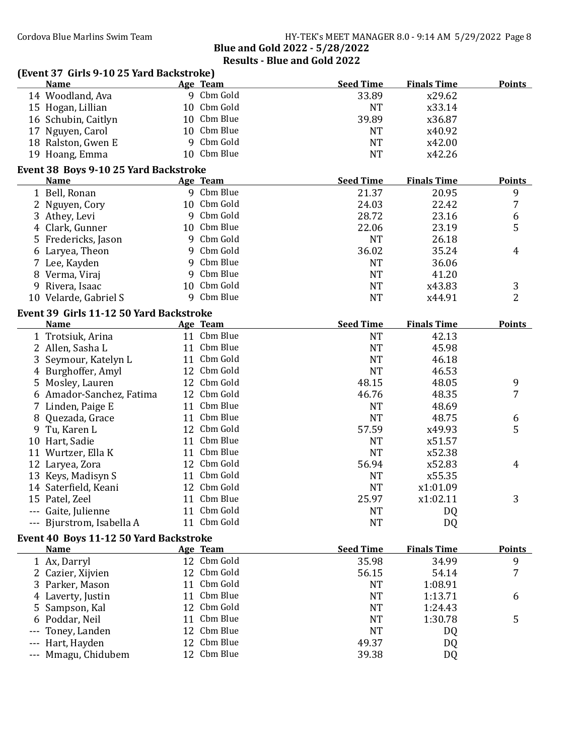**Blue and Gold 2022 - 5/28/2022**

**Results - Blue and Gold 2022**

### (Event 37 Girls 9-10 25 Yard Backstroke)

| | Name | Age | Team | Seed Time | Finals Time | Points |
|---|---|---|---|---|---|---|
| 14 | Woodland, Ava | 9 | Cbm Gold | 33.89 | x29.62 | |
| 15 | Hogan, Lillian | 10 | Cbm Gold | NT | x33.14 | |
| 16 | Schubin, Caitlyn | 10 | Cbm Blue | 39.89 | x36.87 | |
| 17 | Nguyen, Carol | 10 | Cbm Blue | NT | x40.92 | |
| 18 | Ralston, Gwen E | 9 | Cbm Gold | NT | x42.00 | |
| 19 | Hoang, Emma | 10 | Cbm Blue | NT | x42.26 | |

### Event 38 Boys 9-10 25 Yard Backstroke

| | Name | Age | Team | Seed Time | Finals Time | Points |
|---|---|---|---|---|---|---|
| 1 | Bell, Ronan | 9 | Cbm Blue | 21.37 | 20.95 | 9 |
| 2 | Nguyen, Cory | 10 | Cbm Gold | 24.03 | 22.42 | 7 |
| 3 | Athey, Levi | 9 | Cbm Gold | 28.72 | 23.16 | 6 |
| 4 | Clark, Gunner | 10 | Cbm Blue | 22.06 | 23.19 | 5 |
| 5 | Fredericks, Jason | 9 | Cbm Gold | NT | 26.18 | |
| 6 | Laryea, Theon | 9 | Cbm Gold | 36.02 | 35.24 | 4 |
| 7 | Lee, Kayden | 9 | Cbm Blue | NT | 36.06 | |
| 8 | Verma, Viraj | 9 | Cbm Blue | NT | 41.20 | |
| 9 | Rivera, Isaac | 10 | Cbm Gold | NT | x43.83 | 3 |
| 10 | Velarde, Gabriel S | 9 | Cbm Blue | NT | x44.91 | 2 |

### Event 39 Girls 11-12 50 Yard Backstroke

| | Name | Age | Team | Seed Time | Finals Time | Points |
|---|---|---|---|---|---|---|
| 1 | Trotsiuk, Arina | 11 | Cbm Blue | NT | 42.13 | |
| 2 | Allen, Sasha L | 11 | Cbm Blue | NT | 45.98 | |
| 3 | Seymour, Katelyn L | 11 | Cbm Gold | NT | 46.18 | |
| 4 | Burghoffer, Amyl | 12 | Cbm Gold | NT | 46.53 | |
| 5 | Mosley, Lauren | 12 | Cbm Gold | 48.15 | 48.05 | 9 |
| 6 | Amador-Sanchez, Fatima | 12 | Cbm Gold | 46.76 | 48.35 | 7 |
| 7 | Linden, Paige E | 11 | Cbm Blue | NT | 48.69 | |
| 8 | Quezada, Grace | 11 | Cbm Blue | NT | 48.75 | 6 |
| 9 | Tu, Karen L | 12 | Cbm Gold | 57.59 | x49.93 | 5 |
| 10 | Hart, Sadie | 11 | Cbm Blue | NT | x51.57 | |
| 11 | Wurtzer, Ella K | 11 | Cbm Blue | NT | x52.38 | |
| 12 | Laryea, Zora | 12 | Cbm Gold | 56.94 | x52.83 | 4 |
| 13 | Keys, Madisyn S | 11 | Cbm Gold | NT | x55.35 | |
| 14 | Saterfield, Keani | 12 | Cbm Gold | NT | x1:01.09 | |
| 15 | Patel, Zeel | 11 | Cbm Blue | 25.97 | x1:02.11 | 3 |
| --- | Gaite, Julienne | 11 | Cbm Gold | NT | DQ | |
| --- | Bjurstrom, Isabella A | 11 | Cbm Gold | NT | DQ | |

### Event 40 Boys 11-12 50 Yard Backstroke

| | Name | Age | Team | Seed Time | Finals Time | Points |
|---|---|---|---|---|---|---|
| 1 | Ax, Darryl | 12 | Cbm Gold | 35.98 | 34.99 | 9 |
| 2 | Cazier, Xijvien | 12 | Cbm Gold | 56.15 | 54.14 | 7 |
| 3 | Parker, Mason | 11 | Cbm Gold | NT | 1:08.91 | |
| 4 | Laverty, Justin | 11 | Cbm Blue | NT | 1:13.71 | 6 |
| 5 | Sampson, Kal | 12 | Cbm Gold | NT | 1:24.43 | |
| 6 | Poddar, Neil | 11 | Cbm Blue | NT | 1:30.78 | 5 |
| --- | Toney, Landen | 12 | Cbm Blue | NT | DQ | |
| --- | Hart, Hayden | 12 | Cbm Blue | 49.37 | DQ | |
| --- | Mmagu, Chidubem | 12 | Cbm Blue | 39.38 | DQ | |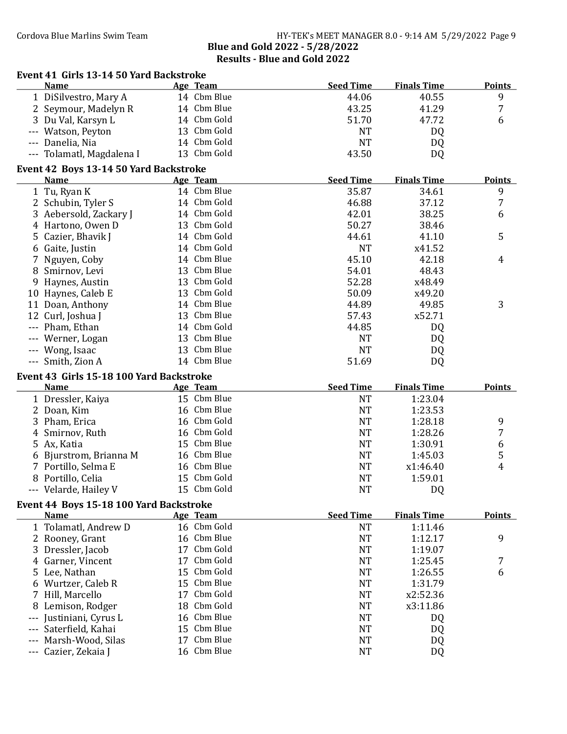## Blue and Gold 2022 - 5/28/2022

## Results - Blue and Gold 2022

### Event 41 Girls 13-14 50 Yard Backstroke

| | Name | Age | Team | Seed Time | Finals Time | Points |
|---|---|---|---|---|---|---|
| 1 | DiSilvestro, Mary A | 14 | Cbm Blue | 44.06 | 40.55 | 9 |
| 2 | Seymour, Madelyn R | 14 | Cbm Blue | 43.25 | 41.29 | 7 |
| 3 | Du Val, Karsyn L | 14 | Cbm Gold | 51.70 | 47.72 | 6 |
| --- | Watson, Peyton | 13 | Cbm Gold | NT | DQ | |
| --- | Danelia, Nia | 14 | Cbm Gold | NT | DQ | |
| --- | Tolamatl, Magdalena I | 13 | Cbm Gold | 43.50 | DQ | |

### Event 42 Boys 13-14 50 Yard Backstroke

| | Name | Age | Team | Seed Time | Finals Time | Points |
|---|---|---|---|---|---|---|
| 1 | Tu, Ryan K | 14 | Cbm Blue | 35.87 | 34.61 | 9 |
| 2 | Schubin, Tyler S | 14 | Cbm Gold | 46.88 | 37.12 | 7 |
| 3 | Aebersold, Zackary J | 14 | Cbm Gold | 42.01 | 38.25 | 6 |
| 4 | Hartono, Owen D | 13 | Cbm Gold | 50.27 | 38.46 | |
| 5 | Cazier, Bhavik J | 14 | Cbm Gold | 44.61 | 41.10 | 5 |
| 6 | Gaite, Justin | 14 | Cbm Gold | NT | x41.52 | |
| 7 | Nguyen, Coby | 14 | Cbm Blue | 45.10 | 42.18 | 4 |
| 8 | Smirnov, Levi | 13 | Cbm Blue | 54.01 | 48.43 | |
| 9 | Haynes, Austin | 13 | Cbm Gold | 52.28 | x48.49 | |
| 10 | Haynes, Caleb E | 13 | Cbm Gold | 50.09 | x49.20 | |
| 11 | Doan, Anthony | 14 | Cbm Blue | 44.89 | 49.85 | 3 |
| 12 | Curl, Joshua J | 13 | Cbm Blue | 57.43 | x52.71 | |
| --- | Pham, Ethan | 14 | Cbm Gold | 44.85 | DQ | |
| --- | Werner, Logan | 13 | Cbm Blue | NT | DQ | |
| --- | Wong, Isaac | 13 | Cbm Blue | NT | DQ | |
| --- | Smith, Zion A | 14 | Cbm Blue | 51.69 | DQ | |

### Event 43 Girls 15-18 100 Yard Backstroke

| | Name | Age | Team | Seed Time | Finals Time | Points |
|---|---|---|---|---|---|---|
| 1 | Dressler, Kaiya | 15 | Cbm Blue | NT | 1:23.04 | |
| 2 | Doan, Kim | 16 | Cbm Blue | NT | 1:23.53 | |
| 3 | Pham, Erica | 16 | Cbm Gold | NT | 1:28.18 | 9 |
| 4 | Smirnov, Ruth | 16 | Cbm Gold | NT | 1:28.26 | 7 |
| 5 | Ax, Katia | 15 | Cbm Blue | NT | 1:30.91 | 6 |
| 6 | Bjurstrom, Brianna M | 16 | Cbm Blue | NT | 1:45.03 | 5 |
| 7 | Portillo, Selma E | 16 | Cbm Blue | NT | x1:46.40 | 4 |
| 8 | Portillo, Celia | 15 | Cbm Gold | NT | 1:59.01 | |
| --- | Velarde, Hailey V | 15 | Cbm Gold | NT | DQ | |

### Event 44 Boys 15-18 100 Yard Backstroke

| | Name | Age | Team | Seed Time | Finals Time | Points |
|---|---|---|---|---|---|---|
| 1 | Tolamatl, Andrew D | 16 | Cbm Gold | NT | 1:11.46 | |
| 2 | Rooney, Grant | 16 | Cbm Blue | NT | 1:12.17 | 9 |
| 3 | Dressler, Jacob | 17 | Cbm Gold | NT | 1:19.07 | |
| 4 | Garner, Vincent | 17 | Cbm Gold | NT | 1:25.45 | 7 |
| 5 | Lee, Nathan | 15 | Cbm Gold | NT | 1:26.55 | 6 |
| 6 | Wurtzer, Caleb R | 15 | Cbm Blue | NT | 1:31.79 | |
| 7 | Hill, Marcello | 17 | Cbm Gold | NT | x2:52.36 | |
| 8 | Lemison, Rodger | 18 | Cbm Gold | NT | x3:11.86 | |
| --- | Justiniani, Cyrus L | 16 | Cbm Blue | NT | DQ | |
| --- | Saterfield, Kahai | 15 | Cbm Blue | NT | DQ | |
| --- | Marsh-Wood, Silas | 17 | Cbm Blue | NT | DQ | |
| --- | Cazier, Zekaia J | 16 | Cbm Blue | NT | DQ | |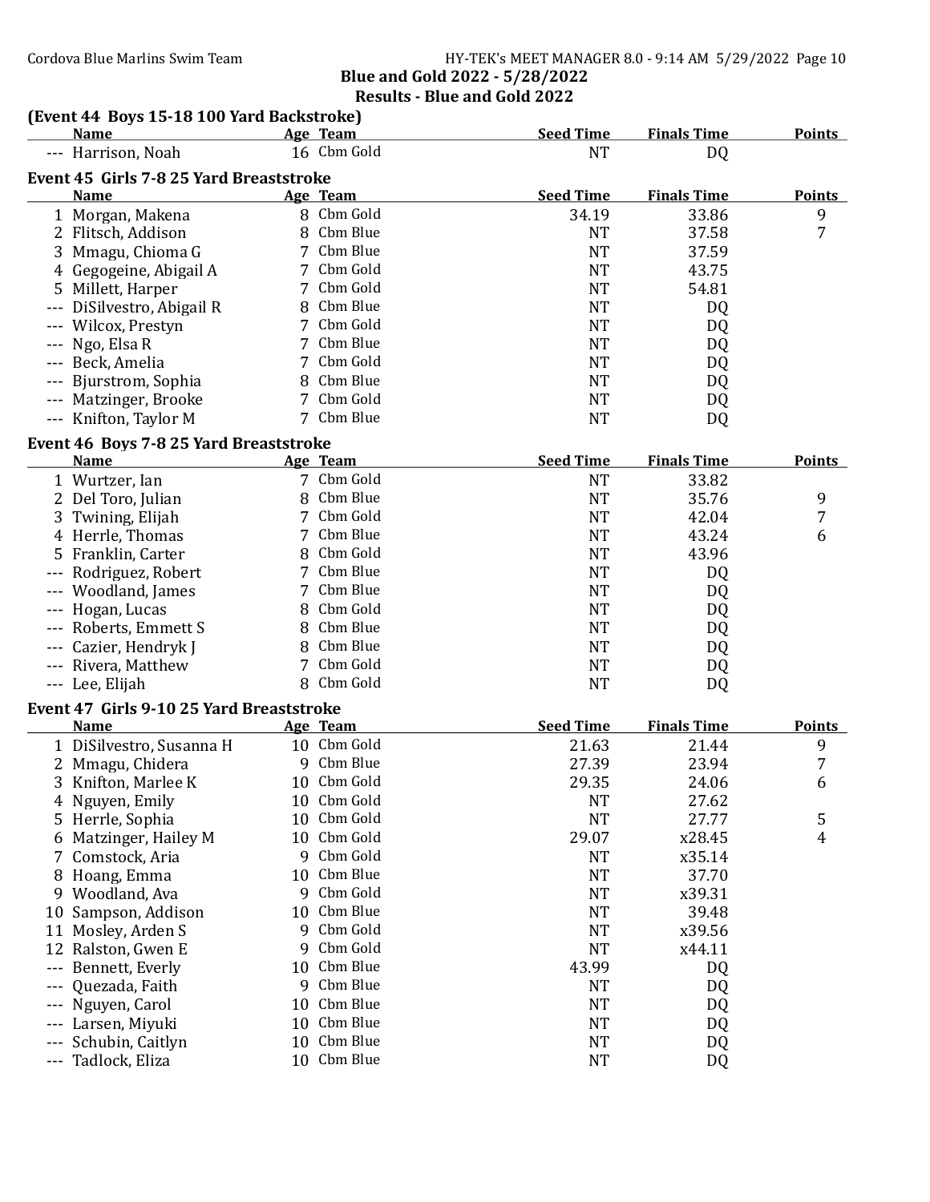## Blue and Gold 2022 - 5/28/2022
## Results - Blue and Gold 2022

### (Event 44 Boys 15-18 100 Yard Backstroke)

| | Name | Age | Team | Seed Time | Finals Time | Points |
|---|---|---|---|---|---|---|
| --- | Harrison, Noah | 16 | Cbm Gold | NT | DQ | |

### Event 45 Girls 7-8 25 Yard Breaststroke

| | Name | Age | Team | Seed Time | Finals Time | Points |
|---|---|---|---|---|---|---|
| 1 | Morgan, Makena | 8 | Cbm Gold | 34.19 | 33.86 | 9 |
| 2 | Flitsch, Addison | 8 | Cbm Blue | NT | 37.58 | 7 |
| 3 | Mmagu, Chioma G | 7 | Cbm Blue | NT | 37.59 | |
| 4 | Gegogeine, Abigail A | 7 | Cbm Gold | NT | 43.75 | |
| 5 | Millett, Harper | 7 | Cbm Gold | NT | 54.81 | |
| --- | DiSilvestro, Abigail R | 8 | Cbm Blue | NT | DQ | |
| --- | Wilcox, Prestyn | 7 | Cbm Gold | NT | DQ | |
| --- | Ngo, Elsa R | 7 | Cbm Blue | NT | DQ | |
| --- | Beck, Amelia | 7 | Cbm Gold | NT | DQ | |
| --- | Bjurstrom, Sophia | 8 | Cbm Blue | NT | DQ | |
| --- | Matzinger, Brooke | 7 | Cbm Gold | NT | DQ | |
| --- | Knifton, Taylor M | 7 | Cbm Blue | NT | DQ | |

### Event 46 Boys 7-8 25 Yard Breaststroke

| | Name | Age | Team | Seed Time | Finals Time | Points |
|---|---|---|---|---|---|---|
| 1 | Wurtzer, Ian | 7 | Cbm Gold | NT | 33.82 | |
| 2 | Del Toro, Julian | 8 | Cbm Blue | NT | 35.76 | 9 |
| 3 | Twining, Elijah | 7 | Cbm Gold | NT | 42.04 | 7 |
| 4 | Herrle, Thomas | 7 | Cbm Blue | NT | 43.24 | 6 |
| 5 | Franklin, Carter | 8 | Cbm Gold | NT | 43.96 | |
| --- | Rodriguez, Robert | 7 | Cbm Blue | NT | DQ | |
| --- | Woodland, James | 7 | Cbm Blue | NT | DQ | |
| --- | Hogan, Lucas | 8 | Cbm Gold | NT | DQ | |
| --- | Roberts, Emmett S | 8 | Cbm Blue | NT | DQ | |
| --- | Cazier, Hendryk J | 8 | Cbm Blue | NT | DQ | |
| --- | Rivera, Matthew | 7 | Cbm Gold | NT | DQ | |
| --- | Lee, Elijah | 8 | Cbm Gold | NT | DQ | |

### Event 47 Girls 9-10 25 Yard Breaststroke

| | Name | Age | Team | Seed Time | Finals Time | Points |
|---|---|---|---|---|---|---|
| 1 | DiSilvestro, Susanna H | 10 | Cbm Gold | 21.63 | 21.44 | 9 |
| 2 | Mmagu, Chidera | 9 | Cbm Blue | 27.39 | 23.94 | 7 |
| 3 | Knifton, Marlee K | 10 | Cbm Gold | 29.35 | 24.06 | 6 |
| 4 | Nguyen, Emily | 10 | Cbm Gold | NT | 27.62 | |
| 5 | Herrle, Sophia | 10 | Cbm Gold | NT | 27.77 | 5 |
| 6 | Matzinger, Hailey M | 10 | Cbm Gold | 29.07 | x28.45 | 4 |
| 7 | Comstock, Aria | 9 | Cbm Gold | NT | x35.14 | |
| 8 | Hoang, Emma | 10 | Cbm Blue | NT | 37.70 | |
| 9 | Woodland, Ava | 9 | Cbm Gold | NT | x39.31 | |
| 10 | Sampson, Addison | 10 | Cbm Blue | NT | 39.48 | |
| 11 | Mosley, Arden S | 9 | Cbm Gold | NT | x39.56 | |
| 12 | Ralston, Gwen E | 9 | Cbm Gold | NT | x44.11 | |
| --- | Bennett, Everly | 10 | Cbm Blue | 43.99 | DQ | |
| --- | Quezada, Faith | 9 | Cbm Blue | NT | DQ | |
| --- | Nguyen, Carol | 10 | Cbm Blue | NT | DQ | |
| --- | Larsen, Miyuki | 10 | Cbm Blue | NT | DQ | |
| --- | Schubin, Caitlyn | 10 | Cbm Blue | NT | DQ | |
| --- | Tadlock, Eliza | 10 | Cbm Blue | NT | DQ | |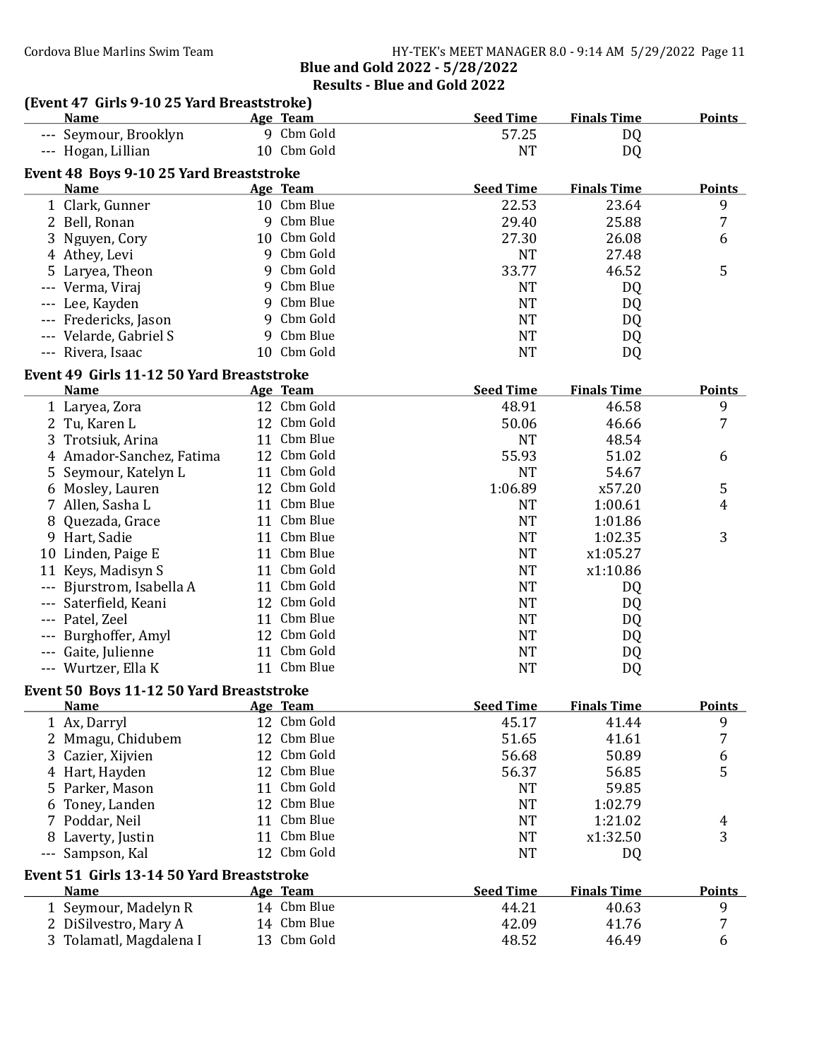## Blue and Gold 2022 - 5/28/2022

## Results - Blue and Gold 2022

### (Event 47 Girls 9-10 25 Yard Breaststroke)

| | Name | Age | Team | Seed Time | Finals Time | Points |
|---|---|---|---|---|---|---|
| --- | Seymour, Brooklyn | 9 | Cbm Gold | 57.25 | DQ | |
| --- | Hogan, Lillian | 10 | Cbm Gold | NT | DQ | |

### Event 48 Boys 9-10 25 Yard Breaststroke

| | Name | Age | Team | Seed Time | Finals Time | Points |
|---|---|---|---|---|---|---|
| 1 | Clark, Gunner | 10 | Cbm Blue | 22.53 | 23.64 | 9 |
| 2 | Bell, Ronan | 9 | Cbm Blue | 29.40 | 25.88 | 7 |
| 3 | Nguyen, Cory | 10 | Cbm Gold | 27.30 | 26.08 | 6 |
| 4 | Athey, Levi | 9 | Cbm Gold | NT | 27.48 | |
| 5 | Laryea, Theon | 9 | Cbm Gold | 33.77 | 46.52 | 5 |
| --- | Verma, Viraj | 9 | Cbm Blue | NT | DQ | |
| --- | Lee, Kayden | 9 | Cbm Blue | NT | DQ | |
| --- | Fredericks, Jason | 9 | Cbm Gold | NT | DQ | |
| --- | Velarde, Gabriel S | 9 | Cbm Blue | NT | DQ | |
| --- | Rivera, Isaac | 10 | Cbm Gold | NT | DQ | |

### Event 49 Girls 11-12 50 Yard Breaststroke

| | Name | Age | Team | Seed Time | Finals Time | Points |
|---|---|---|---|---|---|---|
| 1 | Laryea, Zora | 12 | Cbm Gold | 48.91 | 46.58 | 9 |
| 2 | Tu, Karen L | 12 | Cbm Gold | 50.06 | 46.66 | 7 |
| 3 | Trotsiuk, Arina | 11 | Cbm Blue | NT | 48.54 | |
| 4 | Amador-Sanchez, Fatima | 12 | Cbm Gold | 55.93 | 51.02 | 6 |
| 5 | Seymour, Katelyn L | 11 | Cbm Gold | NT | 54.67 | |
| 6 | Mosley, Lauren | 12 | Cbm Gold | 1:06.89 | x57.20 | 5 |
| 7 | Allen, Sasha L | 11 | Cbm Blue | NT | 1:00.61 | 4 |
| 8 | Quezada, Grace | 11 | Cbm Blue | NT | 1:01.86 | |
| 9 | Hart, Sadie | 11 | Cbm Blue | NT | 1:02.35 | 3 |
| 10 | Linden, Paige E | 11 | Cbm Blue | NT | x1:05.27 | |
| 11 | Keys, Madisyn S | 11 | Cbm Gold | NT | x1:10.86 | |
| --- | Bjurstrom, Isabella A | 11 | Cbm Gold | NT | DQ | |
| --- | Saterfield, Keani | 12 | Cbm Gold | NT | DQ | |
| --- | Patel, Zeel | 11 | Cbm Blue | NT | DQ | |
| --- | Burghoffer, Amyl | 12 | Cbm Gold | NT | DQ | |
| --- | Gaite, Julienne | 11 | Cbm Gold | NT | DQ | |
| --- | Wurtzer, Ella K | 11 | Cbm Blue | NT | DQ | |

### Event 50 Boys 11-12 50 Yard Breaststroke

| | Name | Age | Team | Seed Time | Finals Time | Points |
|---|---|---|---|---|---|---|
| 1 | Ax, Darryl | 12 | Cbm Gold | 45.17 | 41.44 | 9 |
| 2 | Mmagu, Chidubem | 12 | Cbm Blue | 51.65 | 41.61 | 7 |
| 3 | Cazier, Xijvien | 12 | Cbm Gold | 56.68 | 50.89 | 6 |
| 4 | Hart, Hayden | 12 | Cbm Blue | 56.37 | 56.85 | 5 |
| 5 | Parker, Mason | 11 | Cbm Gold | NT | 59.85 | |
| 6 | Toney, Landen | 12 | Cbm Blue | NT | 1:02.79 | |
| 7 | Poddar, Neil | 11 | Cbm Blue | NT | 1:21.02 | 4 |
| 8 | Laverty, Justin | 11 | Cbm Blue | NT | x1:32.50 | 3 |
| --- | Sampson, Kal | 12 | Cbm Gold | NT | DQ | |

### Event 51 Girls 13-14 50 Yard Breaststroke

| | Name | Age | Team | Seed Time | Finals Time | Points |
|---|---|---|---|---|---|---|
| 1 | Seymour, Madelyn R | 14 | Cbm Blue | 44.21 | 40.63 | 9 |
| 2 | DiSilvestro, Mary A | 14 | Cbm Blue | 42.09 | 41.76 | 7 |
| 3 | Tolamatl, Magdalena I | 13 | Cbm Gold | 48.52 | 46.49 | 6 |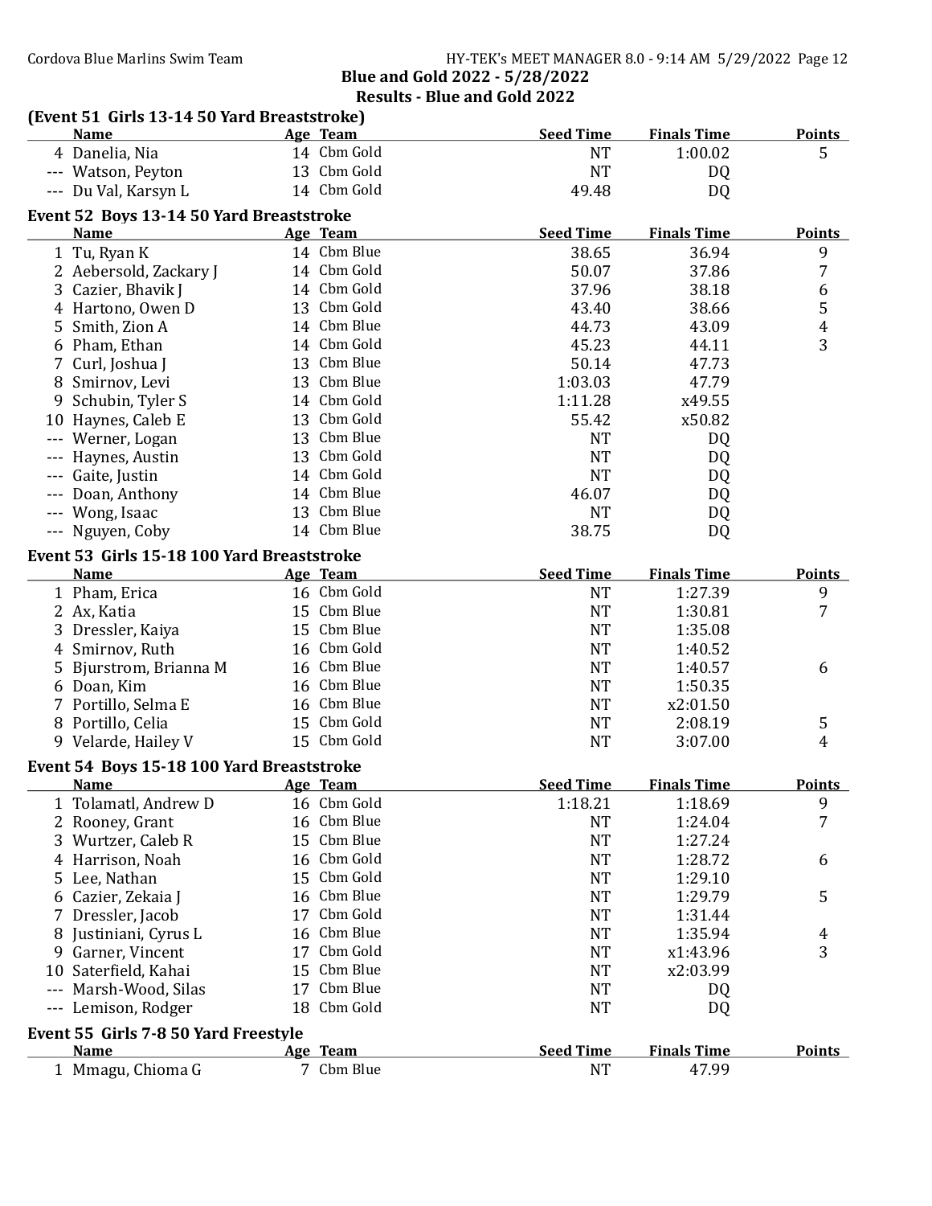## Blue and Gold 2022 - 5/28/2022

## Results - Blue and Gold 2022

### (Event 51 Girls 13-14 50 Yard Breaststroke)

| | Name | Age | Team | Seed Time | Finals Time | Points |
|---|---|---|---|---|---|---|
| 4 | Danelia, Nia | 14 | Cbm Gold | NT | 1:00.02 | 5 |
| --- | Watson, Peyton | 13 | Cbm Gold | NT | DQ | |
| --- | Du Val, Karsyn L | 14 | Cbm Gold | 49.48 | DQ | |

### Event 52 Boys 13-14 50 Yard Breaststroke

| | Name | Age | Team | Seed Time | Finals Time | Points |
|---|---|---|---|---|---|---|
| 1 | Tu, Ryan K | 14 | Cbm Blue | 38.65 | 36.94 | 9 |
| 2 | Aebersold, Zackary J | 14 | Cbm Gold | 50.07 | 37.86 | 7 |
| 3 | Cazier, Bhavik J | 14 | Cbm Gold | 37.96 | 38.18 | 6 |
| 4 | Hartono, Owen D | 13 | Cbm Gold | 43.40 | 38.66 | 5 |
| 5 | Smith, Zion A | 14 | Cbm Blue | 44.73 | 43.09 | 4 |
| 6 | Pham, Ethan | 14 | Cbm Gold | 45.23 | 44.11 | 3 |
| 7 | Curl, Joshua J | 13 | Cbm Blue | 50.14 | 47.73 | |
| 8 | Smirnov, Levi | 13 | Cbm Blue | 1:03.03 | 47.79 | |
| 9 | Schubin, Tyler S | 14 | Cbm Gold | 1:11.28 | x49.55 | |
| 10 | Haynes, Caleb E | 13 | Cbm Gold | 55.42 | x50.82 | |
| --- | Werner, Logan | 13 | Cbm Blue | NT | DQ | |
| --- | Haynes, Austin | 13 | Cbm Gold | NT | DQ | |
| --- | Gaite, Justin | 14 | Cbm Gold | NT | DQ | |
| --- | Doan, Anthony | 14 | Cbm Blue | 46.07 | DQ | |
| --- | Wong, Isaac | 13 | Cbm Blue | NT | DQ | |
| --- | Nguyen, Coby | 14 | Cbm Blue | 38.75 | DQ | |

### Event 53 Girls 15-18 100 Yard Breaststroke

| | Name | Age | Team | Seed Time | Finals Time | Points |
|---|---|---|---|---|---|---|
| 1 | Pham, Erica | 16 | Cbm Gold | NT | 1:27.39 | 9 |
| 2 | Ax, Katia | 15 | Cbm Blue | NT | 1:30.81 | 7 |
| 3 | Dressler, Kaiya | 15 | Cbm Blue | NT | 1:35.08 | |
| 4 | Smirnov, Ruth | 16 | Cbm Gold | NT | 1:40.52 | |
| 5 | Bjurstrom, Brianna M | 16 | Cbm Blue | NT | 1:40.57 | 6 |
| 6 | Doan, Kim | 16 | Cbm Blue | NT | 1:50.35 | |
| 7 | Portillo, Selma E | 16 | Cbm Blue | NT | x2:01.50 | |
| 8 | Portillo, Celia | 15 | Cbm Gold | NT | 2:08.19 | 5 |
| 9 | Velarde, Hailey V | 15 | Cbm Gold | NT | 3:07.00 | 4 |

### Event 54 Boys 15-18 100 Yard Breaststroke

| | Name | Age | Team | Seed Time | Finals Time | Points |
|---|---|---|---|---|---|---|
| 1 | Tolamatl, Andrew D | 16 | Cbm Gold | 1:18.21 | 1:18.69 | 9 |
| 2 | Rooney, Grant | 16 | Cbm Blue | NT | 1:24.04 | 7 |
| 3 | Wurtzer, Caleb R | 15 | Cbm Blue | NT | 1:27.24 | |
| 4 | Harrison, Noah | 16 | Cbm Gold | NT | 1:28.72 | 6 |
| 5 | Lee, Nathan | 15 | Cbm Gold | NT | 1:29.10 | |
| 6 | Cazier, Zekaia J | 16 | Cbm Blue | NT | 1:29.79 | 5 |
| 7 | Dressler, Jacob | 17 | Cbm Gold | NT | 1:31.44 | |
| 8 | Justiniani, Cyrus L | 16 | Cbm Blue | NT | 1:35.94 | 4 |
| 9 | Garner, Vincent | 17 | Cbm Gold | NT | x1:43.96 | 3 |
| 10 | Saterfield, Kahai | 15 | Cbm Blue | NT | x2:03.99 | |
| --- | Marsh-Wood, Silas | 17 | Cbm Blue | NT | DQ | |
| --- | Lemison, Rodger | 18 | Cbm Gold | NT | DQ | |

### Event 55 Girls 7-8 50 Yard Freestyle

| | Name | Age | Team | Seed Time | Finals Time | Points |
|---|---|---|---|---|---|---|
| 1 | Mmagu, Chioma G | 7 | Cbm Blue | NT | 47.99 | |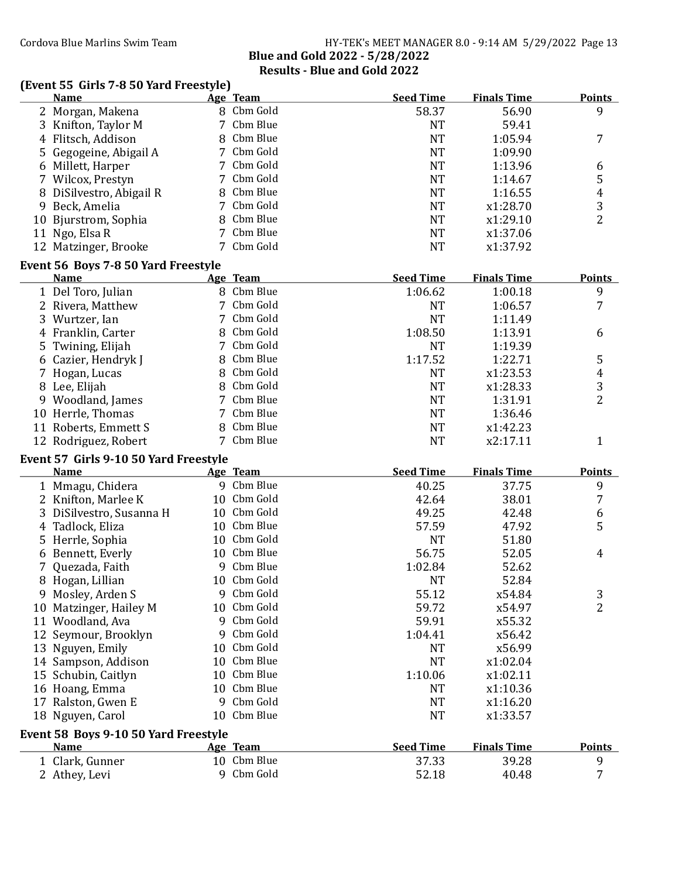## Blue and Gold 2022 - 5/28/2022

## Results - Blue and Gold 2022

### (Event 55 Girls 7-8 50 Yard Freestyle)

| | Name | Age | Team | Seed Time | Finals Time | Points |
|---|---|---|---|---|---|---|
| 2 | Morgan, Makena | 8 | Cbm Gold | 58.37 | 56.90 | 9 |
| 3 | Knifton, Taylor M | 7 | Cbm Blue | NT | 59.41 | |
| 4 | Flitsch, Addison | 8 | Cbm Blue | NT | 1:05.94 | 7 |
| 5 | Gegogeine, Abigail A | 7 | Cbm Gold | NT | 1:09.90 | |
| 6 | Millett, Harper | 7 | Cbm Gold | NT | 1:13.96 | 6 |
| 7 | Wilcox, Prestyn | 7 | Cbm Gold | NT | 1:14.67 | 5 |
| 8 | DiSilvestro, Abigail R | 8 | Cbm Blue | NT | 1:16.55 | 4 |
| 9 | Beck, Amelia | 7 | Cbm Gold | NT | x1:28.70 | 3 |
| 10 | Bjurstrom, Sophia | 8 | Cbm Blue | NT | x1:29.10 | 2 |
| 11 | Ngo, Elsa R | 7 | Cbm Blue | NT | x1:37.06 | |
| 12 | Matzinger, Brooke | 7 | Cbm Gold | NT | x1:37.92 | |

### Event 56 Boys 7-8 50 Yard Freestyle

| | Name | Age | Team | Seed Time | Finals Time | Points |
|---|---|---|---|---|---|---|
| 1 | Del Toro, Julian | 8 | Cbm Blue | 1:06.62 | 1:00.18 | 9 |
| 2 | Rivera, Matthew | 7 | Cbm Gold | NT | 1:06.57 | 7 |
| 3 | Wurtzer, Ian | 7 | Cbm Gold | NT | 1:11.49 | |
| 4 | Franklin, Carter | 8 | Cbm Gold | 1:08.50 | 1:13.91 | 6 |
| 5 | Twining, Elijah | 7 | Cbm Gold | NT | 1:19.39 | |
| 6 | Cazier, Hendryk J | 8 | Cbm Blue | 1:17.52 | 1:22.71 | 5 |
| 7 | Hogan, Lucas | 8 | Cbm Gold | NT | x1:23.53 | 4 |
| 8 | Lee, Elijah | 8 | Cbm Gold | NT | x1:28.33 | 3 |
| 9 | Woodland, James | 7 | Cbm Blue | NT | 1:31.91 | 2 |
| 10 | Herrle, Thomas | 7 | Cbm Blue | NT | 1:36.46 | |
| 11 | Roberts, Emmett S | 8 | Cbm Blue | NT | x1:42.23 | |
| 12 | Rodriguez, Robert | 7 | Cbm Blue | NT | x2:17.11 | 1 |

### Event 57 Girls 9-10 50 Yard Freestyle

| | Name | Age | Team | Seed Time | Finals Time | Points |
|---|---|---|---|---|---|---|
| 1 | Mmagu, Chidera | 9 | Cbm Blue | 40.25 | 37.75 | 9 |
| 2 | Knifton, Marlee K | 10 | Cbm Gold | 42.64 | 38.01 | 7 |
| 3 | DiSilvestro, Susanna H | 10 | Cbm Gold | 49.25 | 42.48 | 6 |
| 4 | Tadlock, Eliza | 10 | Cbm Blue | 57.59 | 47.92 | 5 |
| 5 | Herrle, Sophia | 10 | Cbm Gold | NT | 51.80 | |
| 6 | Bennett, Everly | 10 | Cbm Blue | 56.75 | 52.05 | 4 |
| 7 | Quezada, Faith | 9 | Cbm Blue | 1:02.84 | 52.62 | |
| 8 | Hogan, Lillian | 10 | Cbm Gold | NT | 52.84 | |
| 9 | Mosley, Arden S | 9 | Cbm Gold | 55.12 | x54.84 | 3 |
| 10 | Matzinger, Hailey M | 10 | Cbm Gold | 59.72 | x54.97 | 2 |
| 11 | Woodland, Ava | 9 | Cbm Gold | 59.91 | x55.32 | |
| 12 | Seymour, Brooklyn | 9 | Cbm Gold | 1:04.41 | x56.42 | |
| 13 | Nguyen, Emily | 10 | Cbm Gold | NT | x56.99 | |
| 14 | Sampson, Addison | 10 | Cbm Blue | NT | x1:02.04 | |
| 15 | Schubin, Caitlyn | 10 | Cbm Blue | 1:10.06 | x1:02.11 | |
| 16 | Hoang, Emma | 10 | Cbm Blue | NT | x1:10.36 | |
| 17 | Ralston, Gwen E | 9 | Cbm Gold | NT | x1:16.20 | |
| 18 | Nguyen, Carol | 10 | Cbm Blue | NT | x1:33.57 | |

### Event 58 Boys 9-10 50 Yard Freestyle

| | Name | Age | Team | Seed Time | Finals Time | Points |
|---|---|---|---|---|---|---|
| 1 | Clark, Gunner | 10 | Cbm Blue | 37.33 | 39.28 | 9 |
| 2 | Athey, Levi | 9 | Cbm Gold | 52.18 | 40.48 | 7 |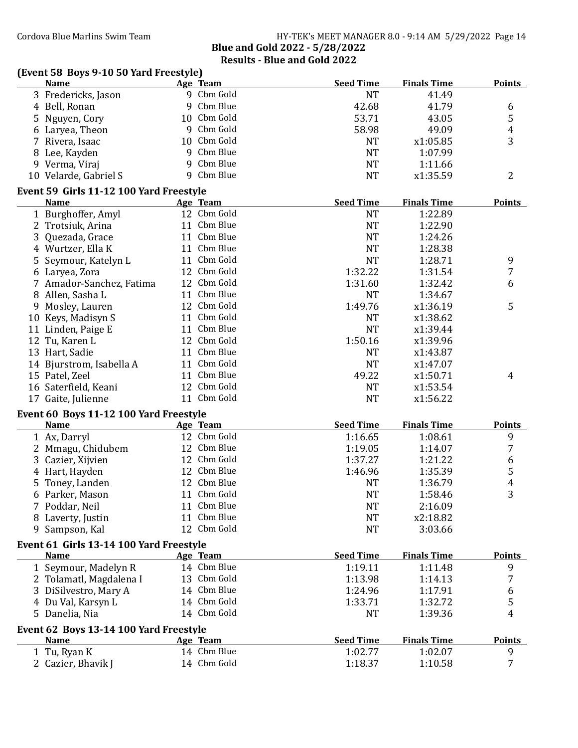## Blue and Gold 2022 - 5/28/2022

## Results - Blue and Gold 2022

### (Event 58 Boys 9-10 50 Yard Freestyle)

| | Name | Age | Team | Seed Time | Finals Time | Points |
|---|---|---|---|---|---|---|
| 3 | Fredericks, Jason | 9 | Cbm Gold | NT | 41.49 | |
| 4 | Bell, Ronan | 9 | Cbm Blue | 42.68 | 41.79 | 6 |
| 5 | Nguyen, Cory | 10 | Cbm Gold | 53.71 | 43.05 | 5 |
| 6 | Laryea, Theon | 9 | Cbm Gold | 58.98 | 49.09 | 4 |
| 7 | Rivera, Isaac | 10 | Cbm Gold | NT | x1:05.85 | 3 |
| 8 | Lee, Kayden | 9 | Cbm Blue | NT | 1:07.99 | |
| 9 | Verma, Viraj | 9 | Cbm Blue | NT | 1:11.66 | |
| 10 | Velarde, Gabriel S | 9 | Cbm Blue | NT | x1:35.59 | 2 |

### Event 59 Girls 11-12 100 Yard Freestyle

| | Name | Age | Team | Seed Time | Finals Time | Points |
|---|---|---|---|---|---|---|
| 1 | Burghoffer, Amyl | 12 | Cbm Gold | NT | 1:22.89 | |
| 2 | Trotsiuk, Arina | 11 | Cbm Blue | NT | 1:22.90 | |
| 3 | Quezada, Grace | 11 | Cbm Blue | NT | 1:24.26 | |
| 4 | Wurtzer, Ella K | 11 | Cbm Blue | NT | 1:28.38 | |
| 5 | Seymour, Katelyn L | 11 | Cbm Gold | NT | 1:28.71 | 9 |
| 6 | Laryea, Zora | 12 | Cbm Gold | 1:32.22 | 1:31.54 | 7 |
| 7 | Amador-Sanchez, Fatima | 12 | Cbm Gold | 1:31.60 | 1:32.42 | 6 |
| 8 | Allen, Sasha L | 11 | Cbm Blue | NT | 1:34.67 | |
| 9 | Mosley, Lauren | 12 | Cbm Gold | 1:49.76 | x1:36.19 | 5 |
| 10 | Keys, Madisyn S | 11 | Cbm Gold | NT | x1:38.62 | |
| 11 | Linden, Paige E | 11 | Cbm Blue | NT | x1:39.44 | |
| 12 | Tu, Karen L | 12 | Cbm Gold | 1:50.16 | x1:39.96 | |
| 13 | Hart, Sadie | 11 | Cbm Blue | NT | x1:43.87 | |
| 14 | Bjurstrom, Isabella A | 11 | Cbm Gold | NT | x1:47.07 | |
| 15 | Patel, Zeel | 11 | Cbm Blue | 49.22 | x1:50.71 | 4 |
| 16 | Saterfield, Keani | 12 | Cbm Gold | NT | x1:53.54 | |
| 17 | Gaite, Julienne | 11 | Cbm Gold | NT | x1:56.22 | |

### Event 60 Boys 11-12 100 Yard Freestyle

| | Name | Age | Team | Seed Time | Finals Time | Points |
|---|---|---|---|---|---|---|
| 1 | Ax, Darryl | 12 | Cbm Gold | 1:16.65 | 1:08.61 | 9 |
| 2 | Mmagu, Chidubem | 12 | Cbm Blue | 1:19.05 | 1:14.07 | 7 |
| 3 | Cazier, Xijvien | 12 | Cbm Gold | 1:37.27 | 1:21.22 | 6 |
| 4 | Hart, Hayden | 12 | Cbm Blue | 1:46.96 | 1:35.39 | 5 |
| 5 | Toney, Landen | 12 | Cbm Blue | NT | 1:36.79 | 4 |
| 6 | Parker, Mason | 11 | Cbm Gold | NT | 1:58.46 | 3 |
| 7 | Poddar, Neil | 11 | Cbm Blue | NT | 2:16.09 | |
| 8 | Laverty, Justin | 11 | Cbm Blue | NT | x2:18.82 | |
| 9 | Sampson, Kal | 12 | Cbm Gold | NT | 3:03.66 | |

### Event 61 Girls 13-14 100 Yard Freestyle

| | Name | Age | Team | Seed Time | Finals Time | Points |
|---|---|---|---|---|---|---|
| 1 | Seymour, Madelyn R | 14 | Cbm Blue | 1:19.11 | 1:11.48 | 9 |
| 2 | Tolamatl, Magdalena I | 13 | Cbm Gold | 1:13.98 | 1:14.13 | 7 |
| 3 | DiSilvestro, Mary A | 14 | Cbm Blue | 1:24.96 | 1:17.91 | 6 |
| 4 | Du Val, Karsyn L | 14 | Cbm Gold | 1:33.71 | 1:32.72 | 5 |
| 5 | Danelia, Nia | 14 | Cbm Gold | NT | 1:39.36 | 4 |

### Event 62 Boys 13-14 100 Yard Freestyle

| | Name | Age | Team | Seed Time | Finals Time | Points |
|---|---|---|---|---|---|---|
| 1 | Tu, Ryan K | 14 | Cbm Blue | 1:02.77 | 1:02.07 | 9 |
| 2 | Cazier, Bhavik J | 14 | Cbm Gold | 1:18.37 | 1:10.58 | 7 |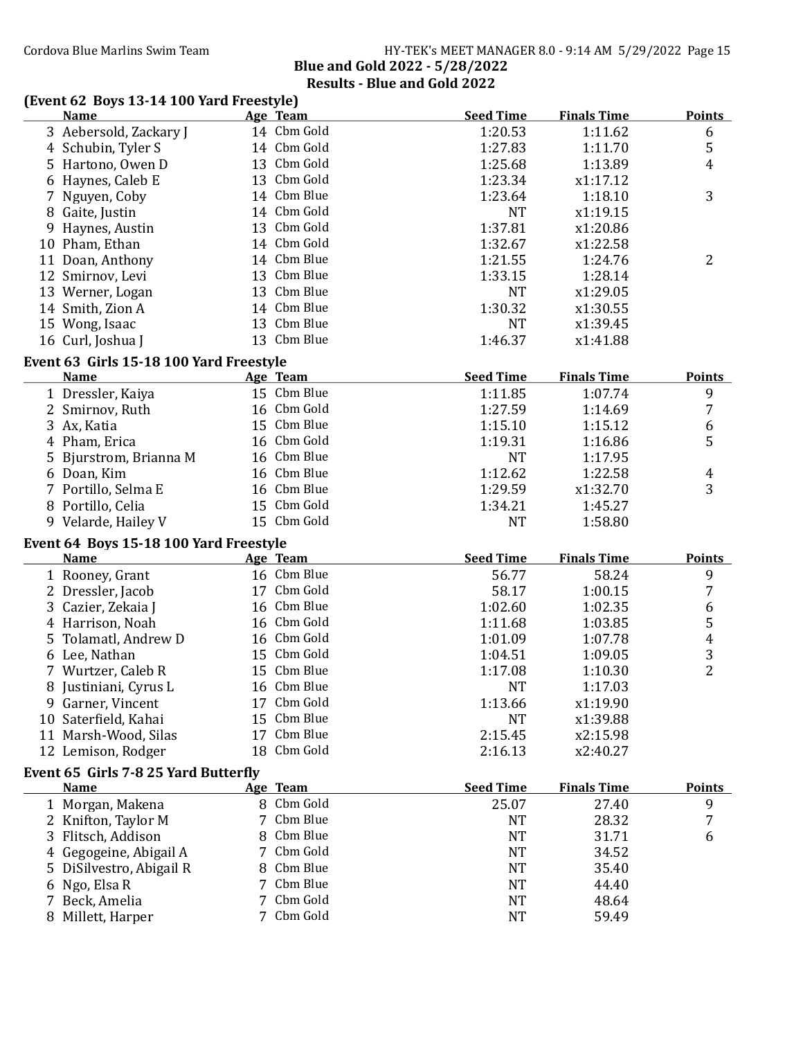**Blue and Gold 2022 - 5/28/2022**

**Results - Blue and Gold 2022**

### (Event 62 Boys 13-14 100 Yard Freestyle)

| | Name | Age | Team | Seed Time | Finals Time | Points |
|---|---|---|---|---|---|---|
| 3 | Aebersold, Zackary J | 14 | Cbm Gold | 1:20.53 | 1:11.62 | 6 |
| 4 | Schubin, Tyler S | 14 | Cbm Gold | 1:27.83 | 1:11.70 | 5 |
| 5 | Hartono, Owen D | 13 | Cbm Gold | 1:25.68 | 1:13.89 | 4 |
| 6 | Haynes, Caleb E | 13 | Cbm Gold | 1:23.34 | x1:17.12 | |
| 7 | Nguyen, Coby | 14 | Cbm Blue | 1:23.64 | 1:18.10 | 3 |
| 8 | Gaite, Justin | 14 | Cbm Gold | NT | x1:19.15 | |
| 9 | Haynes, Austin | 13 | Cbm Gold | 1:37.81 | x1:20.86 | |
| 10 | Pham, Ethan | 14 | Cbm Gold | 1:32.67 | x1:22.58 | |
| 11 | Doan, Anthony | 14 | Cbm Blue | 1:21.55 | 1:24.76 | 2 |
| 12 | Smirnov, Levi | 13 | Cbm Blue | 1:33.15 | 1:28.14 | |
| 13 | Werner, Logan | 13 | Cbm Blue | NT | x1:29.05 | |
| 14 | Smith, Zion A | 14 | Cbm Blue | 1:30.32 | x1:30.55 | |
| 15 | Wong, Isaac | 13 | Cbm Blue | NT | x1:39.45 | |
| 16 | Curl, Joshua J | 13 | Cbm Blue | 1:46.37 | x1:41.88 | |

### Event 63 Girls 15-18 100 Yard Freestyle

| | Name | Age | Team | Seed Time | Finals Time | Points |
|---|---|---|---|---|---|---|
| 1 | Dressler, Kaiya | 15 | Cbm Blue | 1:11.85 | 1:07.74 | 9 |
| 2 | Smirnov, Ruth | 16 | Cbm Gold | 1:27.59 | 1:14.69 | 7 |
| 3 | Ax, Katia | 15 | Cbm Blue | 1:15.10 | 1:15.12 | 6 |
| 4 | Pham, Erica | 16 | Cbm Gold | 1:19.31 | 1:16.86 | 5 |
| 5 | Bjurstrom, Brianna M | 16 | Cbm Blue | NT | 1:17.95 | |
| 6 | Doan, Kim | 16 | Cbm Blue | 1:12.62 | 1:22.58 | 4 |
| 7 | Portillo, Selma E | 16 | Cbm Blue | 1:29.59 | x1:32.70 | 3 |
| 8 | Portillo, Celia | 15 | Cbm Gold | 1:34.21 | 1:45.27 | |
| 9 | Velarde, Hailey V | 15 | Cbm Gold | NT | 1:58.80 | |

### Event 64 Boys 15-18 100 Yard Freestyle

| | Name | Age | Team | Seed Time | Finals Time | Points |
|---|---|---|---|---|---|---|
| 1 | Rooney, Grant | 16 | Cbm Blue | 56.77 | 58.24 | 9 |
| 2 | Dressler, Jacob | 17 | Cbm Gold | 58.17 | 1:00.15 | 7 |
| 3 | Cazier, Zekaia J | 16 | Cbm Blue | 1:02.60 | 1:02.35 | 6 |
| 4 | Harrison, Noah | 16 | Cbm Gold | 1:11.68 | 1:03.85 | 5 |
| 5 | Tolamatl, Andrew D | 16 | Cbm Gold | 1:01.09 | 1:07.78 | 4 |
| 6 | Lee, Nathan | 15 | Cbm Gold | 1:04.51 | 1:09.05 | 3 |
| 7 | Wurtzer, Caleb R | 15 | Cbm Blue | 1:17.08 | 1:10.30 | 2 |
| 8 | Justiniani, Cyrus L | 16 | Cbm Blue | NT | 1:17.03 | |
| 9 | Garner, Vincent | 17 | Cbm Gold | 1:13.66 | x1:19.90 | |
| 10 | Saterfield, Kahai | 15 | Cbm Blue | NT | x1:39.88 | |
| 11 | Marsh-Wood, Silas | 17 | Cbm Blue | 2:15.45 | x2:15.98 | |
| 12 | Lemison, Rodger | 18 | Cbm Gold | 2:16.13 | x2:40.27 | |

### Event 65 Girls 7-8 25 Yard Butterfly

| | Name | Age | Team | Seed Time | Finals Time | Points |
|---|---|---|---|---|---|---|
| 1 | Morgan, Makena | 8 | Cbm Gold | 25.07 | 27.40 | 9 |
| 2 | Knifton, Taylor M | 7 | Cbm Blue | NT | 28.32 | 7 |
| 3 | Flitsch, Addison | 8 | Cbm Blue | NT | 31.71 | 6 |
| 4 | Gegogeine, Abigail A | 7 | Cbm Gold | NT | 34.52 | |
| 5 | DiSilvestro, Abigail R | 8 | Cbm Blue | NT | 35.40 | |
| 6 | Ngo, Elsa R | 7 | Cbm Blue | NT | 44.40 | |
| 7 | Beck, Amelia | 7 | Cbm Gold | NT | 48.64 | |
| 8 | Millett, Harper | 7 | Cbm Gold | NT | 59.49 | |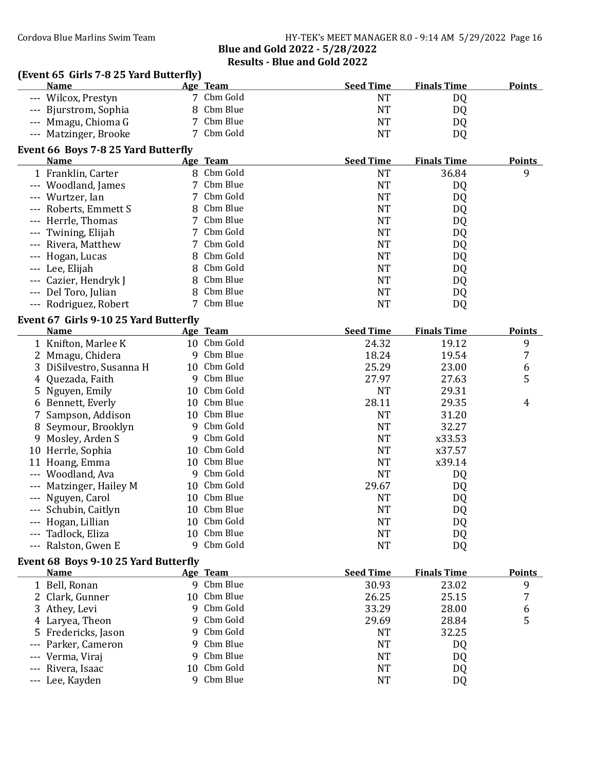## Blue and Gold 2022 - 5/28/2022

## Results - Blue and Gold 2022

### (Event 65 Girls 7-8 25 Yard Butterfly)

| | Name | Age | Team | Seed Time | Finals Time | Points |
|---|---|---|---|---|---|---|
| --- | Wilcox, Prestyn | 7 | Cbm Gold | NT | DQ | |
| --- | Bjurstrom, Sophia | 8 | Cbm Blue | NT | DQ | |
| --- | Mmagu, Chioma G | 7 | Cbm Blue | NT | DQ | |
| --- | Matzinger, Brooke | 7 | Cbm Gold | NT | DQ | |

### Event 66 Boys 7-8 25 Yard Butterfly

| | Name | Age | Team | Seed Time | Finals Time | Points |
|---|---|---|---|---|---|---|
| 1 | Franklin, Carter | 8 | Cbm Gold | NT | 36.84 | 9 |
| --- | Woodland, James | 7 | Cbm Blue | NT | DQ | |
| --- | Wurtzer, Ian | 7 | Cbm Gold | NT | DQ | |
| --- | Roberts, Emmett S | 8 | Cbm Blue | NT | DQ | |
| --- | Herrle, Thomas | 7 | Cbm Blue | NT | DQ | |
| --- | Twining, Elijah | 7 | Cbm Gold | NT | DQ | |
| --- | Rivera, Matthew | 7 | Cbm Gold | NT | DQ | |
| --- | Hogan, Lucas | 8 | Cbm Gold | NT | DQ | |
| --- | Lee, Elijah | 8 | Cbm Gold | NT | DQ | |
| --- | Cazier, Hendryk J | 8 | Cbm Blue | NT | DQ | |
| --- | Del Toro, Julian | 8 | Cbm Blue | NT | DQ | |
| --- | Rodriguez, Robert | 7 | Cbm Blue | NT | DQ | |

### Event 67 Girls 9-10 25 Yard Butterfly

| | Name | Age | Team | Seed Time | Finals Time | Points |
|---|---|---|---|---|---|---|
| 1 | Knifton, Marlee K | 10 | Cbm Gold | 24.32 | 19.12 | 9 |
| 2 | Mmagu, Chidera | 9 | Cbm Blue | 18.24 | 19.54 | 7 |
| 3 | DiSilvestro, Susanna H | 10 | Cbm Gold | 25.29 | 23.00 | 6 |
| 4 | Quezada, Faith | 9 | Cbm Blue | 27.97 | 27.63 | 5 |
| 5 | Nguyen, Emily | 10 | Cbm Gold | NT | 29.31 | |
| 6 | Bennett, Everly | 10 | Cbm Blue | 28.11 | 29.35 | 4 |
| 7 | Sampson, Addison | 10 | Cbm Blue | NT | 31.20 | |
| 8 | Seymour, Brooklyn | 9 | Cbm Gold | NT | 32.27 | |
| 9 | Mosley, Arden S | 9 | Cbm Gold | NT | x33.53 | |
| 10 | Herrle, Sophia | 10 | Cbm Gold | NT | x37.57 | |
| 11 | Hoang, Emma | 10 | Cbm Blue | NT | x39.14 | |
| --- | Woodland, Ava | 9 | Cbm Gold | NT | DQ | |
| --- | Matzinger, Hailey M | 10 | Cbm Gold | 29.67 | DQ | |
| --- | Nguyen, Carol | 10 | Cbm Blue | NT | DQ | |
| --- | Schubin, Caitlyn | 10 | Cbm Blue | NT | DQ | |
| --- | Hogan, Lillian | 10 | Cbm Gold | NT | DQ | |
| --- | Tadlock, Eliza | 10 | Cbm Blue | NT | DQ | |
| --- | Ralston, Gwen E | 9 | Cbm Gold | NT | DQ | |

### Event 68 Boys 9-10 25 Yard Butterfly

| | Name | Age | Team | Seed Time | Finals Time | Points |
|---|---|---|---|---|---|---|
| 1 | Bell, Ronan | 9 | Cbm Blue | 30.93 | 23.02 | 9 |
| 2 | Clark, Gunner | 10 | Cbm Blue | 26.25 | 25.15 | 7 |
| 3 | Athey, Levi | 9 | Cbm Gold | 33.29 | 28.00 | 6 |
| 4 | Laryea, Theon | 9 | Cbm Gold | 29.69 | 28.84 | 5 |
| 5 | Fredericks, Jason | 9 | Cbm Gold | NT | 32.25 | |
| --- | Parker, Cameron | 9 | Cbm Blue | NT | DQ | |
| --- | Verma, Viraj | 9 | Cbm Blue | NT | DQ | |
| --- | Rivera, Isaac | 10 | Cbm Gold | NT | DQ | |
| --- | Lee, Kayden | 9 | Cbm Blue | NT | DQ | |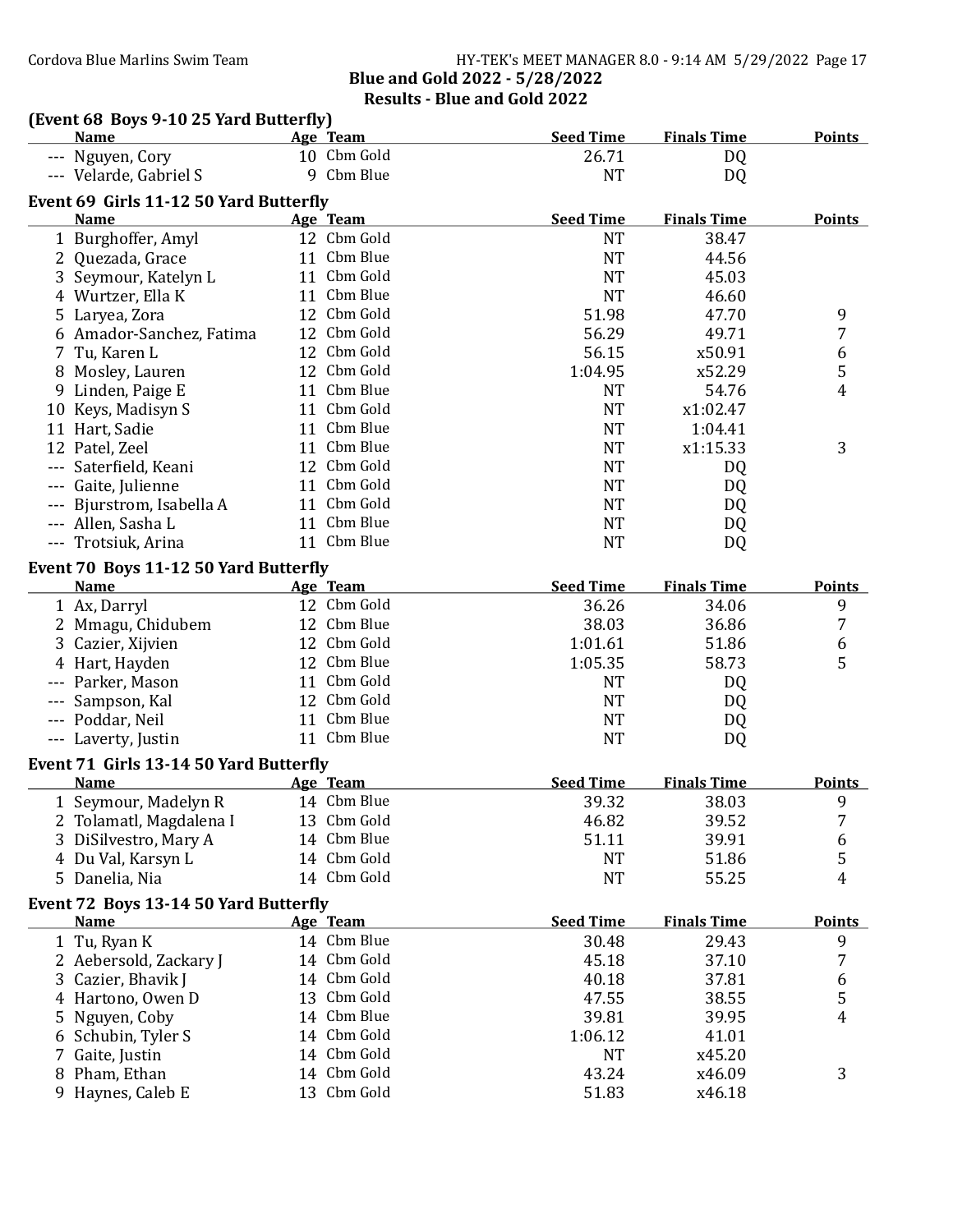## Blue and Gold 2022 - 5/28/2022

### Results - Blue and Gold 2022

**(Event 68 Boys 9-10 25 Yard Butterfly)**

| | Name | Age | Team | Seed Time | Finals Time | Points |
|---|---|---|---|---|---|---|
| --- | Nguyen, Cory | 10 | Cbm Gold | 26.71 | DQ | |
| --- | Velarde, Gabriel S | 9 | Cbm Blue | NT | DQ | |

**Event 69 Girls 11-12 50 Yard Butterfly**

| | Name | Age | Team | Seed Time | Finals Time | Points |
|---|---|---|---|---|---|---|
| 1 | Burghoffer, Amyl | 12 | Cbm Gold | NT | 38.47 | |
| 2 | Quezada, Grace | 11 | Cbm Blue | NT | 44.56 | |
| 3 | Seymour, Katelyn L | 11 | Cbm Gold | NT | 45.03 | |
| 4 | Wurtzer, Ella K | 11 | Cbm Blue | NT | 46.60 | |
| 5 | Laryea, Zora | 12 | Cbm Gold | 51.98 | 47.70 | 9 |
| 6 | Amador-Sanchez, Fatima | 12 | Cbm Gold | 56.29 | 49.71 | 7 |
| 7 | Tu, Karen L | 12 | Cbm Gold | 56.15 | x50.91 | 6 |
| 8 | Mosley, Lauren | 12 | Cbm Gold | 1:04.95 | x52.29 | 5 |
| 9 | Linden, Paige E | 11 | Cbm Blue | NT | 54.76 | 4 |
| 10 | Keys, Madisyn S | 11 | Cbm Gold | NT | x1:02.47 | |
| 11 | Hart, Sadie | 11 | Cbm Blue | NT | 1:04.41 | |
| 12 | Patel, Zeel | 11 | Cbm Blue | NT | x1:15.33 | 3 |
| --- | Saterfield, Keani | 12 | Cbm Gold | NT | DQ | |
| --- | Gaite, Julienne | 11 | Cbm Gold | NT | DQ | |
| --- | Bjurstrom, Isabella A | 11 | Cbm Gold | NT | DQ | |
| --- | Allen, Sasha L | 11 | Cbm Blue | NT | DQ | |
| --- | Trotsiuk, Arina | 11 | Cbm Blue | NT | DQ | |

**Event 70 Boys 11-12 50 Yard Butterfly**

| | Name | Age | Team | Seed Time | Finals Time | Points |
|---|---|---|---|---|---|---|
| 1 | Ax, Darryl | 12 | Cbm Gold | 36.26 | 34.06 | 9 |
| 2 | Mmagu, Chidubem | 12 | Cbm Blue | 38.03 | 36.86 | 7 |
| 3 | Cazier, Xijvien | 12 | Cbm Gold | 1:01.61 | 51.86 | 6 |
| 4 | Hart, Hayden | 12 | Cbm Blue | 1:05.35 | 58.73 | 5 |
| --- | Parker, Mason | 11 | Cbm Gold | NT | DQ | |
| --- | Sampson, Kal | 12 | Cbm Gold | NT | DQ | |
| --- | Poddar, Neil | 11 | Cbm Blue | NT | DQ | |
| --- | Laverty, Justin | 11 | Cbm Blue | NT | DQ | |

**Event 71 Girls 13-14 50 Yard Butterfly**

| | Name | Age | Team | Seed Time | Finals Time | Points |
|---|---|---|---|---|---|---|
| 1 | Seymour, Madelyn R | 14 | Cbm Blue | 39.32 | 38.03 | 9 |
| 2 | Tolamatl, Magdalena I | 13 | Cbm Gold | 46.82 | 39.52 | 7 |
| 3 | DiSilvestro, Mary A | 14 | Cbm Blue | 51.11 | 39.91 | 6 |
| 4 | Du Val, Karsyn L | 14 | Cbm Gold | NT | 51.86 | 5 |
| 5 | Danelia, Nia | 14 | Cbm Gold | NT | 55.25 | 4 |

**Event 72 Boys 13-14 50 Yard Butterfly**

| | Name | Age | Team | Seed Time | Finals Time | Points |
|---|---|---|---|---|---|---|
| 1 | Tu, Ryan K | 14 | Cbm Blue | 30.48 | 29.43 | 9 |
| 2 | Aebersold, Zackary J | 14 | Cbm Gold | 45.18 | 37.10 | 7 |
| 3 | Cazier, Bhavik J | 14 | Cbm Gold | 40.18 | 37.81 | 6 |
| 4 | Hartono, Owen D | 13 | Cbm Gold | 47.55 | 38.55 | 5 |
| 5 | Nguyen, Coby | 14 | Cbm Blue | 39.81 | 39.95 | 4 |
| 6 | Schubin, Tyler S | 14 | Cbm Gold | 1:06.12 | 41.01 | |
| 7 | Gaite, Justin | 14 | Cbm Gold | NT | x45.20 | |
| 8 | Pham, Ethan | 14 | Cbm Gold | 43.24 | x46.09 | 3 |
| 9 | Haynes, Caleb E | 13 | Cbm Gold | 51.83 | x46.18 | |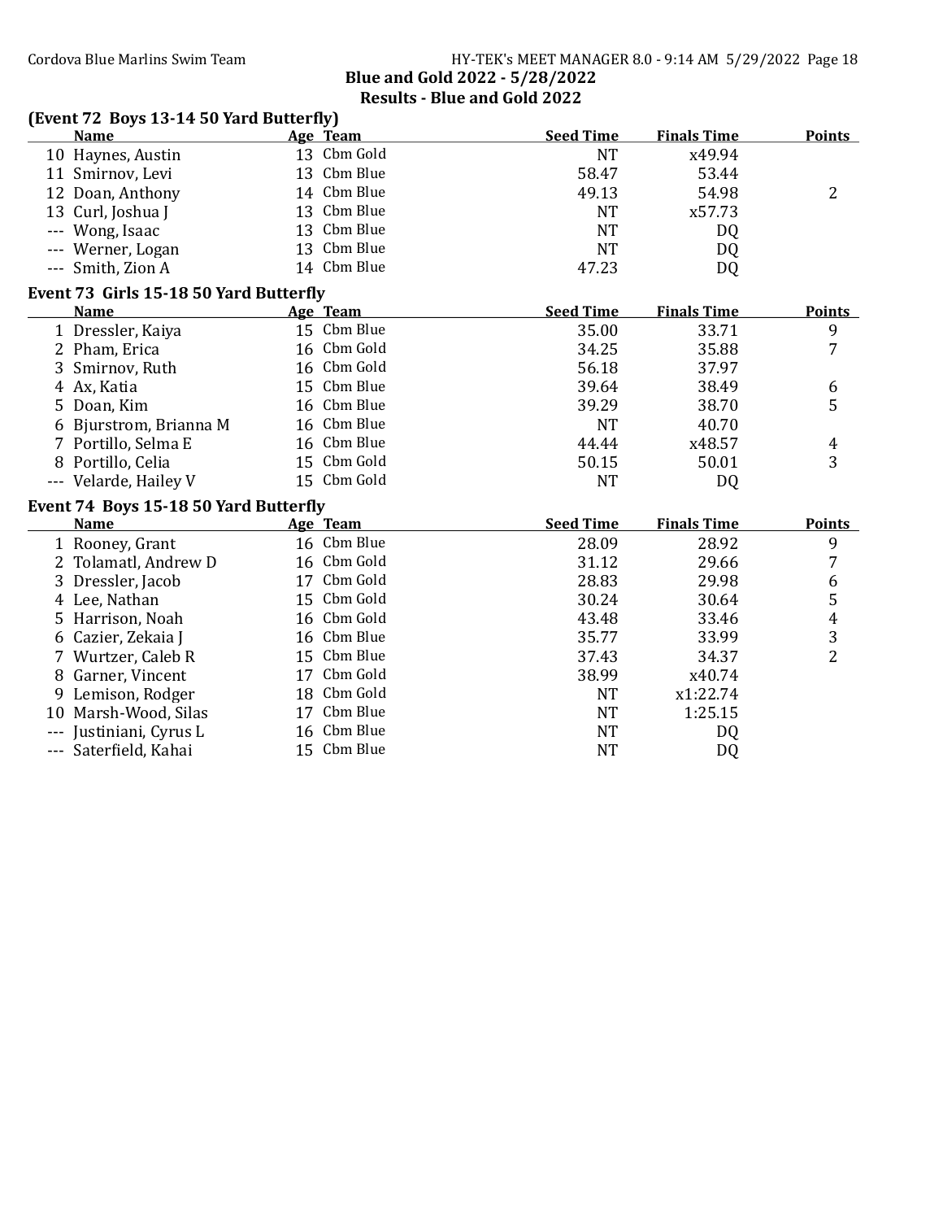**Blue and Gold 2022 - 5/28/2022**

**Results - Blue and Gold 2022**

### (Event 72 Boys 13-14 50 Yard Butterfly)

| | Name | Age | Team | Seed Time | Finals Time | Points |
|---|---|---|---|---|---|---|
| 10 | Haynes, Austin | 13 | Cbm Gold | NT | x49.94 | |
| 11 | Smirnov, Levi | 13 | Cbm Blue | 58.47 | 53.44 | |
| 12 | Doan, Anthony | 14 | Cbm Blue | 49.13 | 54.98 | 2 |
| 13 | Curl, Joshua J | 13 | Cbm Blue | NT | x57.73 | |
| --- | Wong, Isaac | 13 | Cbm Blue | NT | DQ | |
| --- | Werner, Logan | 13 | Cbm Blue | NT | DQ | |
| --- | Smith, Zion A | 14 | Cbm Blue | 47.23 | DQ | |

### Event 73 Girls 15-18 50 Yard Butterfly

| | Name | Age | Team | Seed Time | Finals Time | Points |
|---|---|---|---|---|---|---|
| 1 | Dressler, Kaiya | 15 | Cbm Blue | 35.00 | 33.71 | 9 |
| 2 | Pham, Erica | 16 | Cbm Gold | 34.25 | 35.88 | 7 |
| 3 | Smirnov, Ruth | 16 | Cbm Gold | 56.18 | 37.97 | |
| 4 | Ax, Katia | 15 | Cbm Blue | 39.64 | 38.49 | 6 |
| 5 | Doan, Kim | 16 | Cbm Blue | 39.29 | 38.70 | 5 |
| 6 | Bjurstrom, Brianna M | 16 | Cbm Blue | NT | 40.70 | |
| 7 | Portillo, Selma E | 16 | Cbm Blue | 44.44 | x48.57 | 4 |
| 8 | Portillo, Celia | 15 | Cbm Gold | 50.15 | 50.01 | 3 |
| --- | Velarde, Hailey V | 15 | Cbm Gold | NT | DQ | |

### Event 74 Boys 15-18 50 Yard Butterfly

| | Name | Age | Team | Seed Time | Finals Time | Points |
|---|---|---|---|---|---|---|
| 1 | Rooney, Grant | 16 | Cbm Blue | 28.09 | 28.92 | 9 |
| 2 | Tolamatl, Andrew D | 16 | Cbm Gold | 31.12 | 29.66 | 7 |
| 3 | Dressler, Jacob | 17 | Cbm Gold | 28.83 | 29.98 | 6 |
| 4 | Lee, Nathan | 15 | Cbm Gold | 30.24 | 30.64 | 5 |
| 5 | Harrison, Noah | 16 | Cbm Gold | 43.48 | 33.46 | 4 |
| 6 | Cazier, Zekaia J | 16 | Cbm Blue | 35.77 | 33.99 | 3 |
| 7 | Wurtzer, Caleb R | 15 | Cbm Blue | 37.43 | 34.37 | 2 |
| 8 | Garner, Vincent | 17 | Cbm Gold | 38.99 | x40.74 | |
| 9 | Lemison, Rodger | 18 | Cbm Gold | NT | x1:22.74 | |
| 10 | Marsh-Wood, Silas | 17 | Cbm Blue | NT | 1:25.15 | |
| --- | Justiniani, Cyrus L | 16 | Cbm Blue | NT | DQ | |
| --- | Saterfield, Kahai | 15 | Cbm Blue | NT | DQ | |